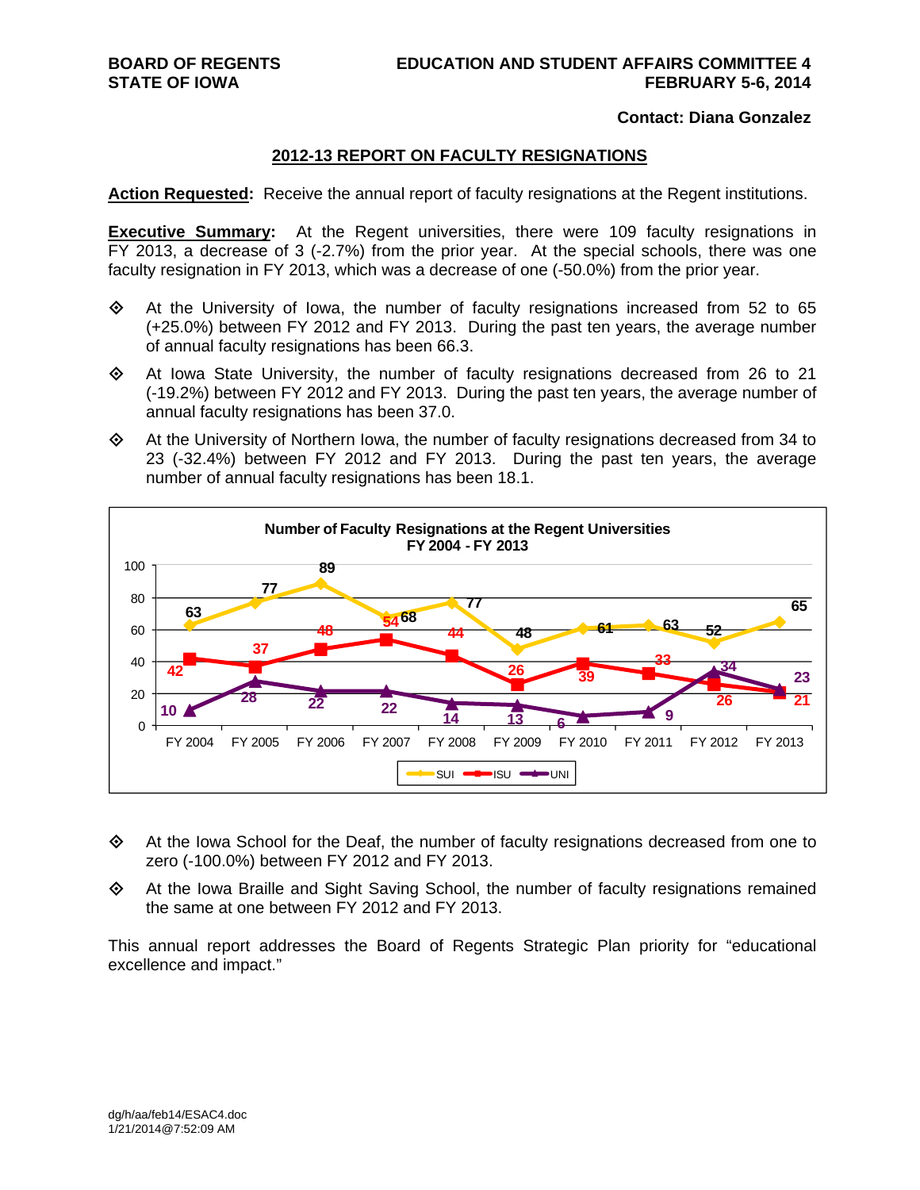**BOARD OF REGENTS**
**STATE OF IOWA**

**EDUCATION AND STUDENT AFFAIRS COMMITTEE 4**
**FEBRUARY 5-6, 2014**

**Contact: Diana Gonzalez**

## 2012-13 REPORT ON FACULTY RESIGNATIONS

**Action Requested:** Receive the annual report of faculty resignations at the Regent institutions.

**Executive Summary:** At the Regent universities, there were 109 faculty resignations in FY 2013, a decrease of 3 (-2.7%) from the prior year. At the special schools, there was one faculty resignation in FY 2013, which was a decrease of one (-50.0%) from the prior year.

- At the University of Iowa, the number of faculty resignations increased from 52 to 65 (+25.0%) between FY 2012 and FY 2013. During the past ten years, the average number of annual faculty resignations has been 66.3.
- At Iowa State University, the number of faculty resignations decreased from 26 to 21 (-19.2%) between FY 2012 and FY 2013. During the past ten years, the average number of annual faculty resignations has been 37.0.
- At the University of Northern Iowa, the number of faculty resignations decreased from 34 to 23 (-32.4%) between FY 2012 and FY 2013. During the past ten years, the average number of annual faculty resignations has been 18.1.

**Number of Faculty Resignations at the Regent Universities**
**FY 2004 - FY 2013**

| | FY 2004 | FY 2005 | FY 2006 | FY 2007 | FY 2008 | FY 2009 | FY 2010 | FY 2011 | FY 2012 | FY 2013 |
|---|---|---|---|---|---|---|---|---|---|---|
| SUI | 63 | 77 | 89 | 68 | 77 | 48 | 61 | 63 | 52 | 65 |
| ISU | 42 | 37 | 48 | 54 | 44 | 26 | 39 | 33 | 26 | 21 |
| UNI | 10 | 28 | 22 | 22 | 14 | 13 | 6 | 9 | 34 | 23 |

- At the Iowa School for the Deaf, the number of faculty resignations decreased from one to zero (-100.0%) between FY 2012 and FY 2013.
- At the Iowa Braille and Sight Saving School, the number of faculty resignations remained the same at one between FY 2012 and FY 2013.

This annual report addresses the Board of Regents Strategic Plan priority for "educational excellence and impact."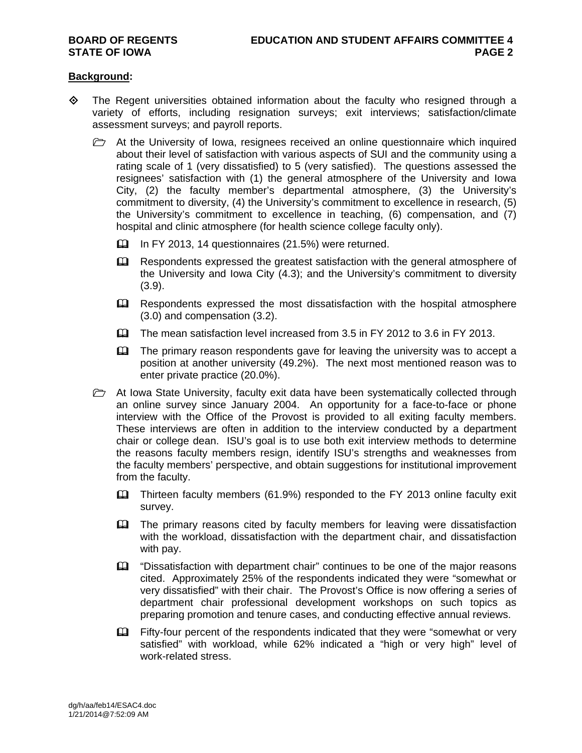**Background:**

- The Regent universities obtained information about the faculty who resigned through a variety of efforts, including resignation surveys; exit interviews; satisfaction/climate assessment surveys; and payroll reports.
  - At the University of Iowa, resignees received an online questionnaire which inquired about their level of satisfaction with various aspects of SUI and the community using a rating scale of 1 (very dissatisfied) to 5 (very satisfied). The questions assessed the resignees' satisfaction with (1) the general atmosphere of the University and Iowa City, (2) the faculty member's departmental atmosphere, (3) the University's commitment to diversity, (4) the University's commitment to excellence in research, (5) the University's commitment to excellence in teaching, (6) compensation, and (7) hospital and clinic atmosphere (for health science college faculty only).
    - In FY 2013, 14 questionnaires (21.5%) were returned.
    - Respondents expressed the greatest satisfaction with the general atmosphere of the University and Iowa City (4.3); and the University's commitment to diversity (3.9).
    - Respondents expressed the most dissatisfaction with the hospital atmosphere (3.0) and compensation (3.2).
    - The mean satisfaction level increased from 3.5 in FY 2012 to 3.6 in FY 2013.
    - The primary reason respondents gave for leaving the university was to accept a position at another university (49.2%). The next most mentioned reason was to enter private practice (20.0%).
  - At Iowa State University, faculty exit data have been systematically collected through an online survey since January 2004. An opportunity for a face-to-face or phone interview with the Office of the Provost is provided to all exiting faculty members. These interviews are often in addition to the interview conducted by a department chair or college dean. ISU's goal is to use both exit interview methods to determine the reasons faculty members resign, identify ISU's strengths and weaknesses from the faculty members' perspective, and obtain suggestions for institutional improvement from the faculty.
    - Thirteen faculty members (61.9%) responded to the FY 2013 online faculty exit survey.
    - The primary reasons cited by faculty members for leaving were dissatisfaction with the workload, dissatisfaction with the department chair, and dissatisfaction with pay.
    - "Dissatisfaction with department chair" continues to be one of the major reasons cited. Approximately 25% of the respondents indicated they were "somewhat or very dissatisfied" with their chair. The Provost's Office is now offering a series of department chair professional development workshops on such topics as preparing promotion and tenure cases, and conducting effective annual reviews.
    - Fifty-four percent of the respondents indicated that they were "somewhat or very satisfied" with workload, while 62% indicated a "high or very high" level of work-related stress.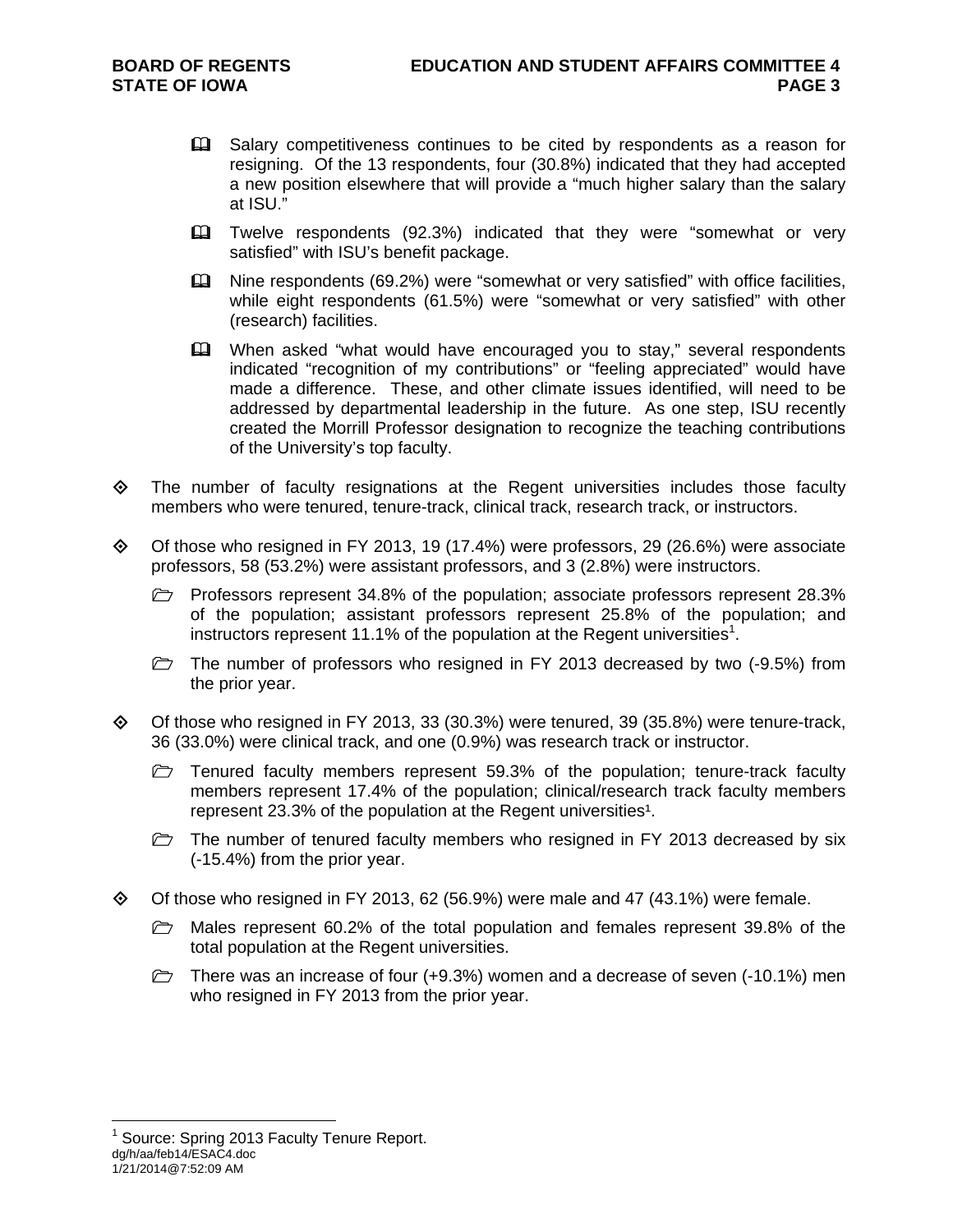- Salary competitiveness continues to be cited by respondents as a reason for resigning. Of the 13 respondents, four (30.8%) indicated that they had accepted a new position elsewhere that will provide a "much higher salary than the salary at ISU."
- Twelve respondents (92.3%) indicated that they were "somewhat or very satisfied" with ISU's benefit package.
- Nine respondents (69.2%) were "somewhat or very satisfied" with office facilities, while eight respondents (61.5%) were "somewhat or very satisfied" with other (research) facilities.
- When asked "what would have encouraged you to stay," several respondents indicated "recognition of my contributions" or "feeling appreciated" would have made a difference. These, and other climate issues identified, will need to be addressed by departmental leadership in the future. As one step, ISU recently created the Morrill Professor designation to recognize the teaching contributions of the University's top faculty.

- The number of faculty resignations at the Regent universities includes those faculty members who were tenured, tenure-track, clinical track, research track, or instructors.
- Of those who resigned in FY 2013, 19 (17.4%) were professors, 29 (26.6%) were associate professors, 58 (53.2%) were assistant professors, and 3 (2.8%) were instructors.
  - Professors represent 34.8% of the population; associate professors represent 28.3% of the population; assistant professors represent 25.8% of the population; and instructors represent 11.1% of the population at the Regent universities[1].
  - The number of professors who resigned in FY 2013 decreased by two (-9.5%) from the prior year.
- Of those who resigned in FY 2013, 33 (30.3%) were tenured, 39 (35.8%) were tenure-track, 36 (33.0%) were clinical track, and one (0.9%) was research track or instructor.
  - Tenured faculty members represent 59.3% of the population; tenure-track faculty members represent 17.4% of the population; clinical/research track faculty members represent 23.3% of the population at the Regent universities[1].
  - The number of tenured faculty members who resigned in FY 2013 decreased by six (-15.4%) from the prior year.
- Of those who resigned in FY 2013, 62 (56.9%) were male and 47 (43.1%) were female.
  - Males represent 60.2% of the total population and females represent 39.8% of the total population at the Regent universities.
  - There was an increase of four (+9.3%) women and a decrease of seven (-10.1%) men who resigned in FY 2013 from the prior year.

[1] Source: Spring 2013 Faculty Tenure Report.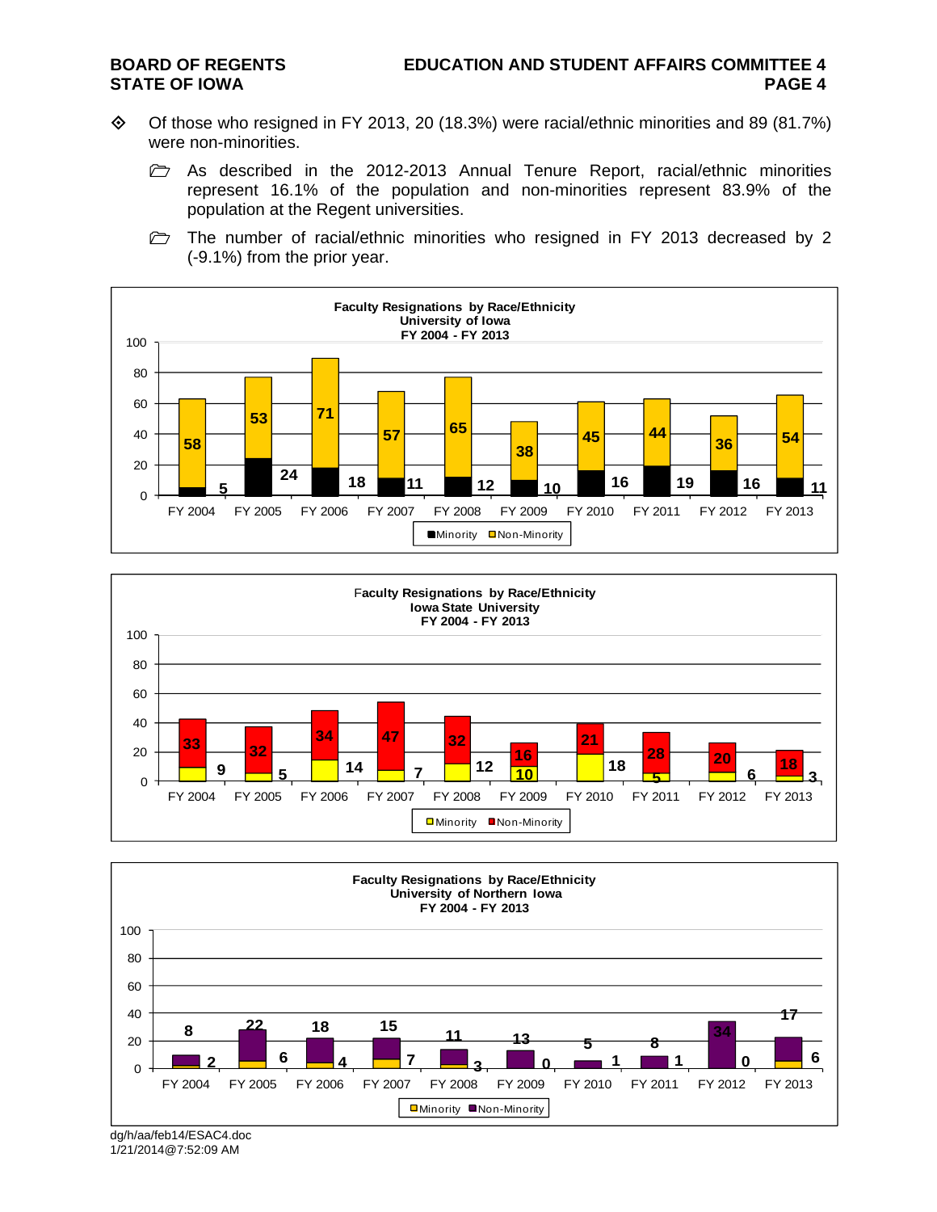- Of those who resigned in FY 2013, 20 (18.3%) were racial/ethnic minorities and 89 (81.7%) were non-minorities.
  - As described in the 2012-2013 Annual Tenure Report, racial/ethnic minorities represent 16.1% of the population and non-minorities represent 83.9% of the population at the Regent universities.
  - The number of racial/ethnic minorities who resigned in FY 2013 decreased by 2 (-9.1%) from the prior year.

**Faculty Resignations by Race/Ethnicity**
**University of Iowa**
**FY 2004 - FY 2013**

| | FY 2004 | FY 2005 | FY 2006 | FY 2007 | FY 2008 | FY 2009 | FY 2010 | FY 2011 | FY 2012 | FY 2013 |
|---|---|---|---|---|---|---|---|---|---|---|
| Minority | 5 | 24 | 18 | 11 | 12 | 10 | 16 | 19 | 16 | 11 |
| Non-Minority | 58 | 53 | 71 | 57 | 65 | 38 | 45 | 44 | 36 | 54 |

**Faculty Resignations by Race/Ethnicity**
**Iowa State University**
**FY 2004 - FY 2013**

| | FY 2004 | FY 2005 | FY 2006 | FY 2007 | FY 2008 | FY 2009 | FY 2010 | FY 2011 | FY 2012 | FY 2013 |
|---|---|---|---|---|---|---|---|---|---|---|
| Minority | 9 | 5 | 14 | 7 | 12 | 10 | 18 | 5 | 6 | 3 |
| Non-Minority | 33 | 32 | 34 | 47 | 32 | 16 | 21 | 28 | 20 | 18 |

**Faculty Resignations by Race/Ethnicity**
**University of Northern Iowa**
**FY 2004 - FY 2013**

| | FY 2004 | FY 2005 | FY 2006 | FY 2007 | FY 2008 | FY 2009 | FY 2010 | FY 2011 | FY 2012 | FY 2013 |
|---|---|---|---|---|---|---|---|---|---|---|
| Minority | 2 | 6 | 4 | 7 | 3 | 0 | 1 | 1 | 0 | 6 |
| Non-Minority | 8 | 22 | 18 | 15 | 11 | 13 | 5 | 8 | 34 | 17 |

dg/h/aa/feb14/ESAC4.doc
1/21/2014@7:52:09 AM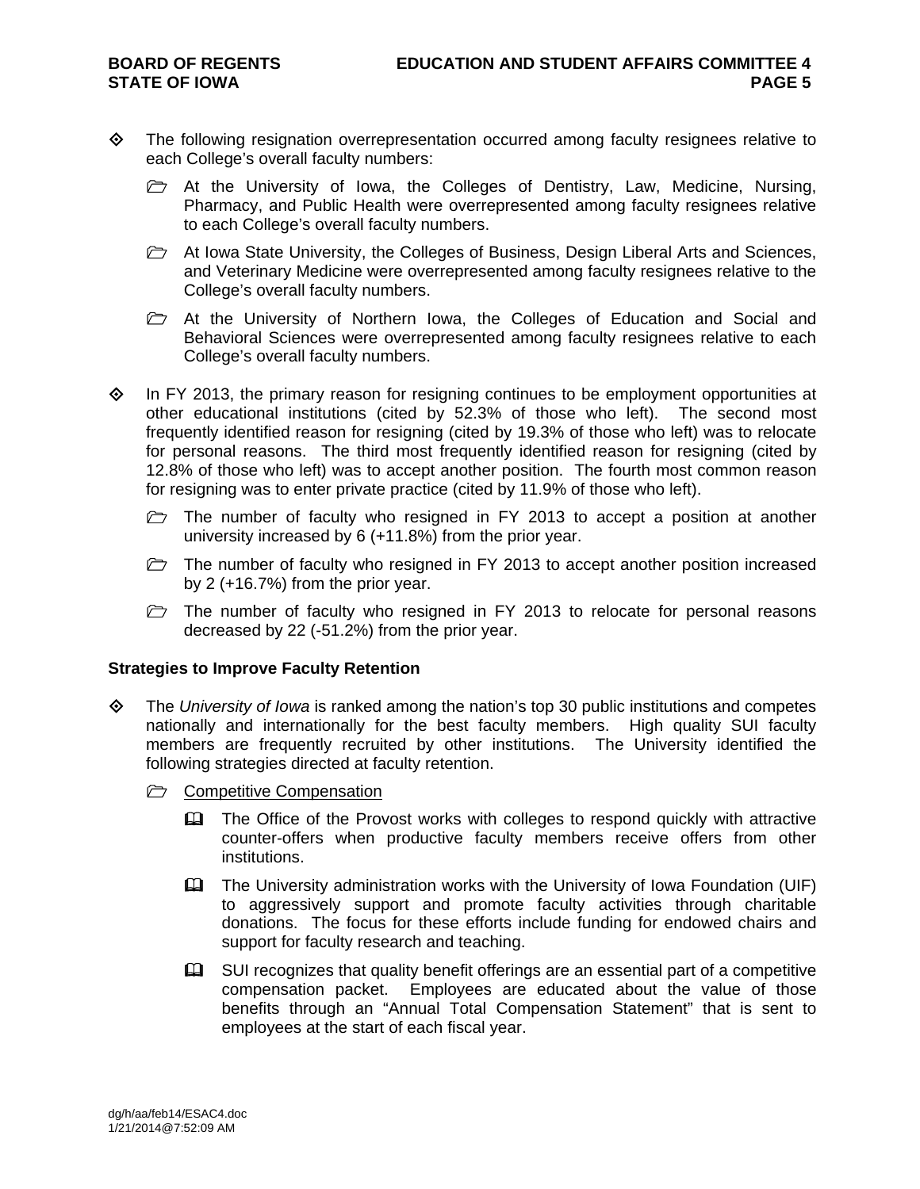- The following resignation overrepresentation occurred among faculty resignees relative to each College's overall faculty numbers:
  - At the University of Iowa, the Colleges of Dentistry, Law, Medicine, Nursing, Pharmacy, and Public Health were overrepresented among faculty resignees relative to each College's overall faculty numbers.
  - At Iowa State University, the Colleges of Business, Design Liberal Arts and Sciences, and Veterinary Medicine were overrepresented among faculty resignees relative to the College's overall faculty numbers.
  - At the University of Northern Iowa, the Colleges of Education and Social and Behavioral Sciences were overrepresented among faculty resignees relative to each College's overall faculty numbers.
- In FY 2013, the primary reason for resigning continues to be employment opportunities at other educational institutions (cited by 52.3% of those who left). The second most frequently identified reason for resigning (cited by 19.3% of those who left) was to relocate for personal reasons. The third most frequently identified reason for resigning (cited by 12.8% of those who left) was to accept another position. The fourth most common reason for resigning was to enter private practice (cited by 11.9% of those who left).
  - The number of faculty who resigned in FY 2013 to accept a position at another university increased by 6 (+11.8%) from the prior year.
  - The number of faculty who resigned in FY 2013 to accept another position increased by 2 (+16.7%) from the prior year.
  - The number of faculty who resigned in FY 2013 to relocate for personal reasons decreased by 22 (-51.2%) from the prior year.

**Strategies to Improve Faculty Retention**

- The *University of Iowa* is ranked among the nation's top 30 public institutions and competes nationally and internationally for the best faculty members. High quality SUI faculty members are frequently recruited by other institutions. The University identified the following strategies directed at faculty retention.
  - Competitive Compensation
    - The Office of the Provost works with colleges to respond quickly with attractive counter-offers when productive faculty members receive offers from other institutions.
    - The University administration works with the University of Iowa Foundation (UIF) to aggressively support and promote faculty activities through charitable donations. The focus for these efforts include funding for endowed chairs and support for faculty research and teaching.
    - SUI recognizes that quality benefit offerings are an essential part of a competitive compensation packet. Employees are educated about the value of those benefits through an "Annual Total Compensation Statement" that is sent to employees at the start of each fiscal year.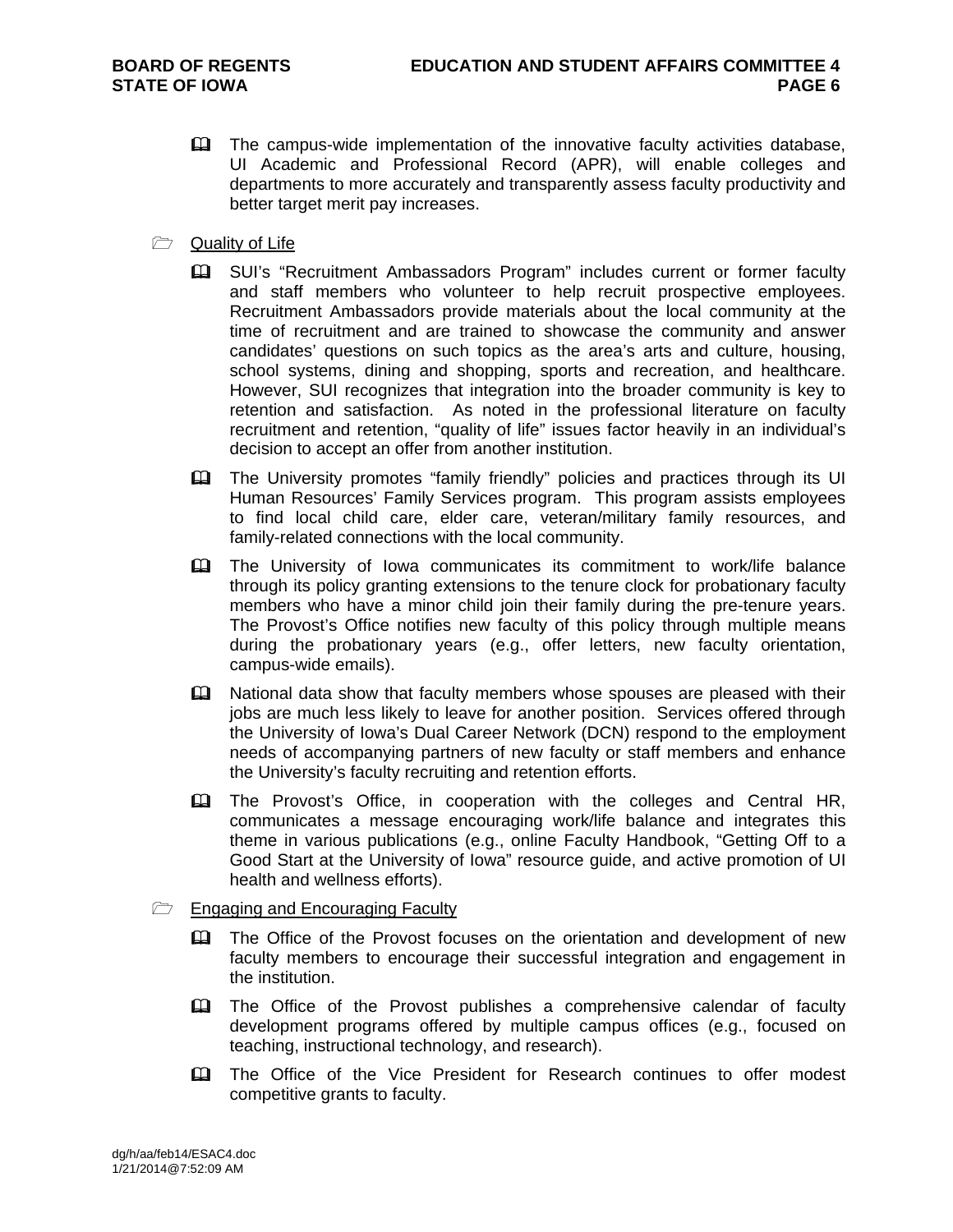- The campus-wide implementation of the innovative faculty activities database, UI Academic and Professional Record (APR), will enable colleges and departments to more accurately and transparently assess faculty productivity and better target merit pay increases.

- Quality of Life

  - SUI's "Recruitment Ambassadors Program" includes current or former faculty and staff members who volunteer to help recruit prospective employees. Recruitment Ambassadors provide materials about the local community at the time of recruitment and are trained to showcase the community and answer candidates' questions on such topics as the area's arts and culture, housing, school systems, dining and shopping, sports and recreation, and healthcare. However, SUI recognizes that integration into the broader community is key to retention and satisfaction. As noted in the professional literature on faculty recruitment and retention, "quality of life" issues factor heavily in an individual's decision to accept an offer from another institution.

  - The University promotes "family friendly" policies and practices through its UI Human Resources' Family Services program. This program assists employees to find local child care, elder care, veteran/military family resources, and family-related connections with the local community.

  - The University of Iowa communicates its commitment to work/life balance through its policy granting extensions to the tenure clock for probationary faculty members who have a minor child join their family during the pre-tenure years. The Provost's Office notifies new faculty of this policy through multiple means during the probationary years (e.g., offer letters, new faculty orientation, campus-wide emails).

  - National data show that faculty members whose spouses are pleased with their jobs are much less likely to leave for another position. Services offered through the University of Iowa's Dual Career Network (DCN) respond to the employment needs of accompanying partners of new faculty or staff members and enhance the University's faculty recruiting and retention efforts.

  - The Provost's Office, in cooperation with the colleges and Central HR, communicates a message encouraging work/life balance and integrates this theme in various publications (e.g., online Faculty Handbook, "Getting Off to a Good Start at the University of Iowa" resource guide, and active promotion of UI health and wellness efforts).

- Engaging and Encouraging Faculty

  - The Office of the Provost focuses on the orientation and development of new faculty members to encourage their successful integration and engagement in the institution.

  - The Office of the Provost publishes a comprehensive calendar of faculty development programs offered by multiple campus offices (e.g., focused on teaching, instructional technology, and research).

  - The Office of the Vice President for Research continues to offer modest competitive grants to faculty.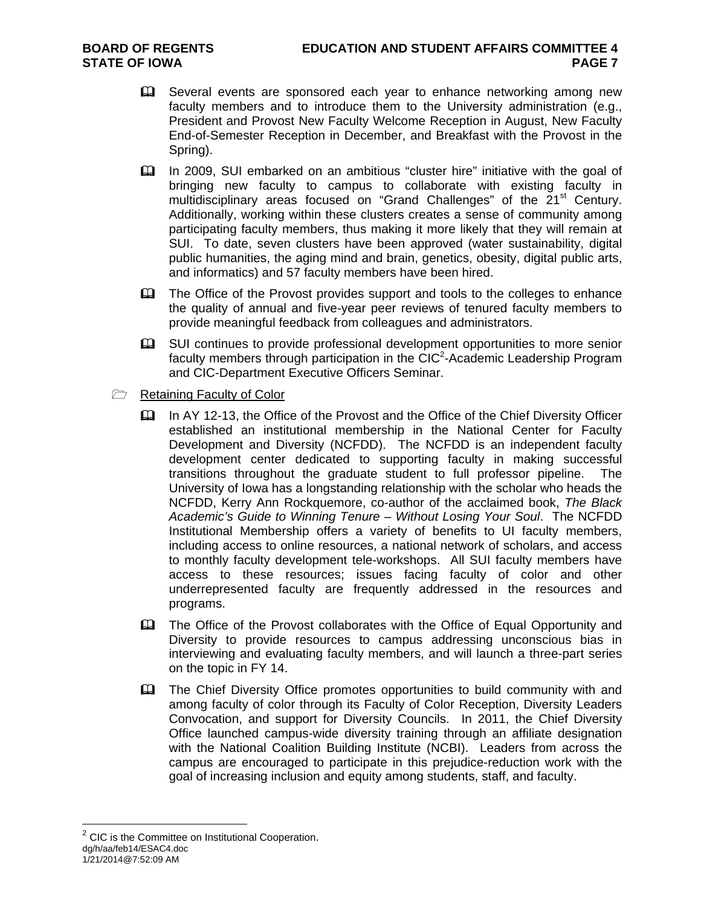- Several events are sponsored each year to enhance networking among new faculty members and to introduce them to the University administration (e.g., President and Provost New Faculty Welcome Reception in August, New Faculty End-of-Semester Reception in December, and Breakfast with the Provost in the Spring).
- In 2009, SUI embarked on an ambitious "cluster hire" initiative with the goal of bringing new faculty to campus to collaborate with existing faculty in multidisciplinary areas focused on "Grand Challenges" of the 21st Century. Additionally, working within these clusters creates a sense of community among participating faculty members, thus making it more likely that they will remain at SUI. To date, seven clusters have been approved (water sustainability, digital public humanities, the aging mind and brain, genetics, obesity, digital public arts, and informatics) and 57 faculty members have been hired.
- The Office of the Provost provides support and tools to the colleges to enhance the quality of annual and five-year peer reviews of tenured faculty members to provide meaningful feedback from colleagues and administrators.
- SUI continues to provide professional development opportunities to more senior faculty members through participation in the CIC[2]-Academic Leadership Program and CIC-Department Executive Officers Seminar.

Retaining Faculty of Color

- In AY 12-13, the Office of the Provost and the Office of the Chief Diversity Officer established an institutional membership in the National Center for Faculty Development and Diversity (NCFDD). The NCFDD is an independent faculty development center dedicated to supporting faculty in making successful transitions throughout the graduate student to full professor pipeline. The University of Iowa has a longstanding relationship with the scholar who heads the NCFDD, Kerry Ann Rockquemore, co-author of the acclaimed book, *The Black Academic's Guide to Winning Tenure – Without Losing Your Soul*. The NCFDD Institutional Membership offers a variety of benefits to UI faculty members, including access to online resources, a national network of scholars, and access to monthly faculty development tele-workshops. All SUI faculty members have access to these resources; issues facing faculty of color and other underrepresented faculty are frequently addressed in the resources and programs.
- The Office of the Provost collaborates with the Office of Equal Opportunity and Diversity to provide resources to campus addressing unconscious bias in interviewing and evaluating faculty members, and will launch a three-part series on the topic in FY 14.
- The Chief Diversity Office promotes opportunities to build community with and among faculty of color through its Faculty of Color Reception, Diversity Leaders Convocation, and support for Diversity Councils. In 2011, the Chief Diversity Office launched campus-wide diversity training through an affiliate designation with the National Coalition Building Institute (NCBI). Leaders from across the campus are encouraged to participate in this prejudice-reduction work with the goal of increasing inclusion and equity among students, staff, and faculty.

[2] CIC is the Committee on Institutional Cooperation.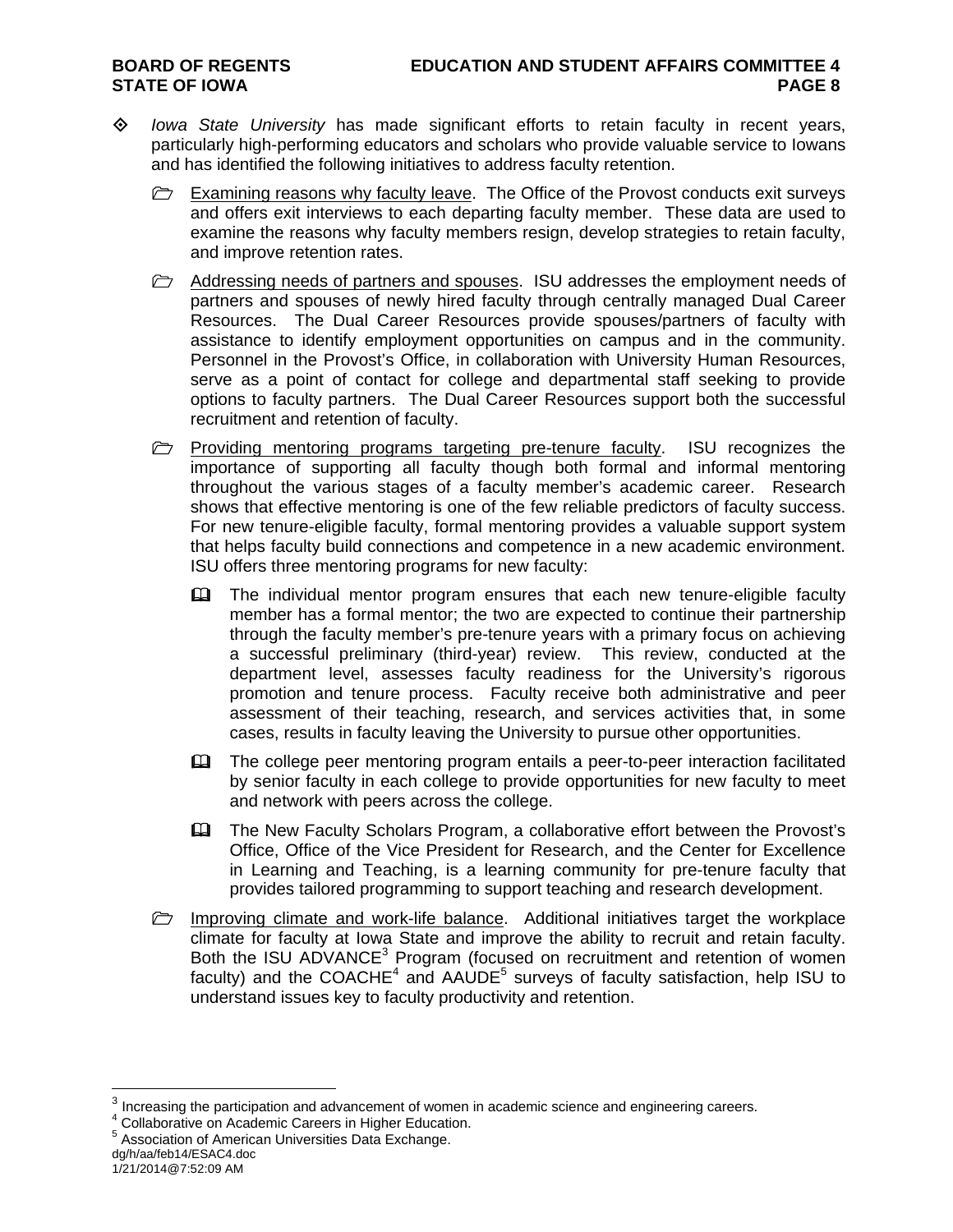- *Iowa State University* has made significant efforts to retain faculty in recent years, particularly high-performing educators and scholars who provide valuable service to Iowans and has identified the following initiatives to address faculty retention.

  - Examining reasons why faculty leave. The Office of the Provost conducts exit surveys and offers exit interviews to each departing faculty member. These data are used to examine the reasons why faculty members resign, develop strategies to retain faculty, and improve retention rates.

  - Addressing needs of partners and spouses. ISU addresses the employment needs of partners and spouses of newly hired faculty through centrally managed Dual Career Resources. The Dual Career Resources provide spouses/partners of faculty with assistance to identify employment opportunities on campus and in the community. Personnel in the Provost's Office, in collaboration with University Human Resources, serve as a point of contact for college and departmental staff seeking to provide options to faculty partners. The Dual Career Resources support both the successful recruitment and retention of faculty.

  - Providing mentoring programs targeting pre-tenure faculty. ISU recognizes the importance of supporting all faculty though both formal and informal mentoring throughout the various stages of a faculty member's academic career. Research shows that effective mentoring is one of the few reliable predictors of faculty success. For new tenure-eligible faculty, formal mentoring provides a valuable support system that helps faculty build connections and competence in a new academic environment. ISU offers three mentoring programs for new faculty:

    - The individual mentor program ensures that each new tenure-eligible faculty member has a formal mentor; the two are expected to continue their partnership through the faculty member's pre-tenure years with a primary focus on achieving a successful preliminary (third-year) review. This review, conducted at the department level, assesses faculty readiness for the University's rigorous promotion and tenure process. Faculty receive both administrative and peer assessment of their teaching, research, and services activities that, in some cases, results in faculty leaving the University to pursue other opportunities.

    - The college peer mentoring program entails a peer-to-peer interaction facilitated by senior faculty in each college to provide opportunities for new faculty to meet and network with peers across the college.

    - The New Faculty Scholars Program, a collaborative effort between the Provost's Office, Office of the Vice President for Research, and the Center for Excellence in Learning and Teaching, is a learning community for pre-tenure faculty that provides tailored programming to support teaching and research development.

  - Improving climate and work-life balance. Additional initiatives target the workplace climate for faculty at Iowa State and improve the ability to recruit and retain faculty. Both the ISU ADVANCE[3] Program (focused on recruitment and retention of women faculty) and the COACHE[4] and AAUDE[5] surveys of faculty satisfaction, help ISU to understand issues key to faculty productivity and retention.

---

[3] Increasing the participation and advancement of women in academic science and engineering careers.
[4] Collaborative on Academic Careers in Higher Education.
[5] Association of American Universities Data Exchange.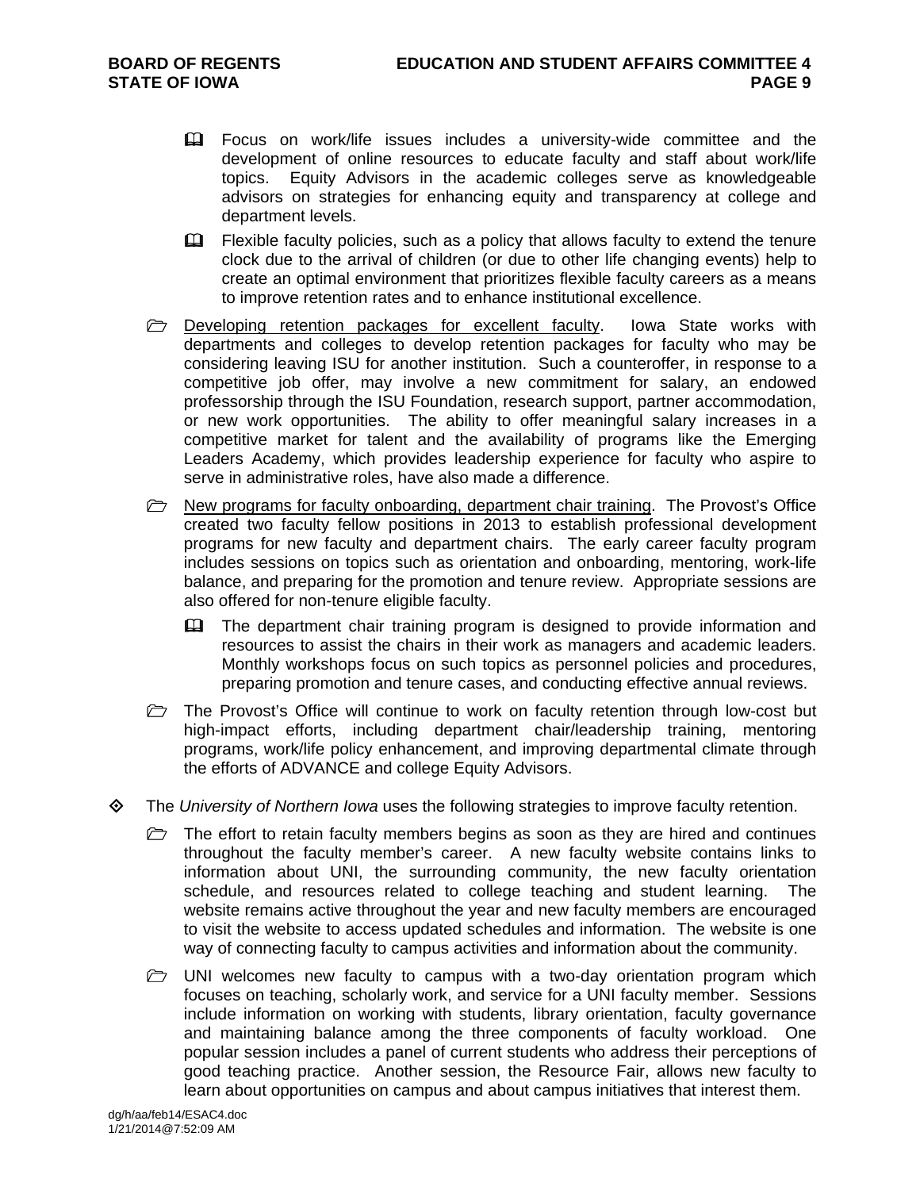- Focus on work/life issues includes a university-wide committee and the development of online resources to educate faculty and staff about work/life topics. Equity Advisors in the academic colleges serve as knowledgeable advisors on strategies for enhancing equity and transparency at college and department levels.
    - Flexible faculty policies, such as a policy that allows faculty to extend the tenure clock due to the arrival of children (or due to other life changing events) help to create an optimal environment that prioritizes flexible faculty careers as a means to improve retention rates and to enhance institutional excellence.

  - Developing retention packages for excellent faculty. Iowa State works with departments and colleges to develop retention packages for faculty who may be considering leaving ISU for another institution. Such a counteroffer, in response to a competitive job offer, may involve a new commitment for salary, an endowed professorship through the ISU Foundation, research support, partner accommodation, or new work opportunities. The ability to offer meaningful salary increases in a competitive market for talent and the availability of programs like the Emerging Leaders Academy, which provides leadership experience for faculty who aspire to serve in administrative roles, have also made a difference.

  - New programs for faculty onboarding, department chair training. The Provost's Office created two faculty fellow positions in 2013 to establish professional development programs for new faculty and department chairs. The early career faculty program includes sessions on topics such as orientation and onboarding, mentoring, work-life balance, and preparing for the promotion and tenure review. Appropriate sessions are also offered for non-tenure eligible faculty.
    - The department chair training program is designed to provide information and resources to assist the chairs in their work as managers and academic leaders. Monthly workshops focus on such topics as personnel policies and procedures, preparing promotion and tenure cases, and conducting effective annual reviews.

  - The Provost's Office will continue to work on faculty retention through low-cost but high-impact efforts, including department chair/leadership training, mentoring programs, work/life policy enhancement, and improving departmental climate through the efforts of ADVANCE and college Equity Advisors.

- The *University of Northern Iowa* uses the following strategies to improve faculty retention.
  - The effort to retain faculty members begins as soon as they are hired and continues throughout the faculty member's career. A new faculty website contains links to information about UNI, the surrounding community, the new faculty orientation schedule, and resources related to college teaching and student learning. The website remains active throughout the year and new faculty members are encouraged to visit the website to access updated schedules and information. The website is one way of connecting faculty to campus activities and information about the community.
  - UNI welcomes new faculty to campus with a two-day orientation program which focuses on teaching, scholarly work, and service for a UNI faculty member. Sessions include information on working with students, library orientation, faculty governance and maintaining balance among the three components of faculty workload. One popular session includes a panel of current students who address their perceptions of good teaching practice. Another session, the Resource Fair, allows new faculty to learn about opportunities on campus and about campus initiatives that interest them.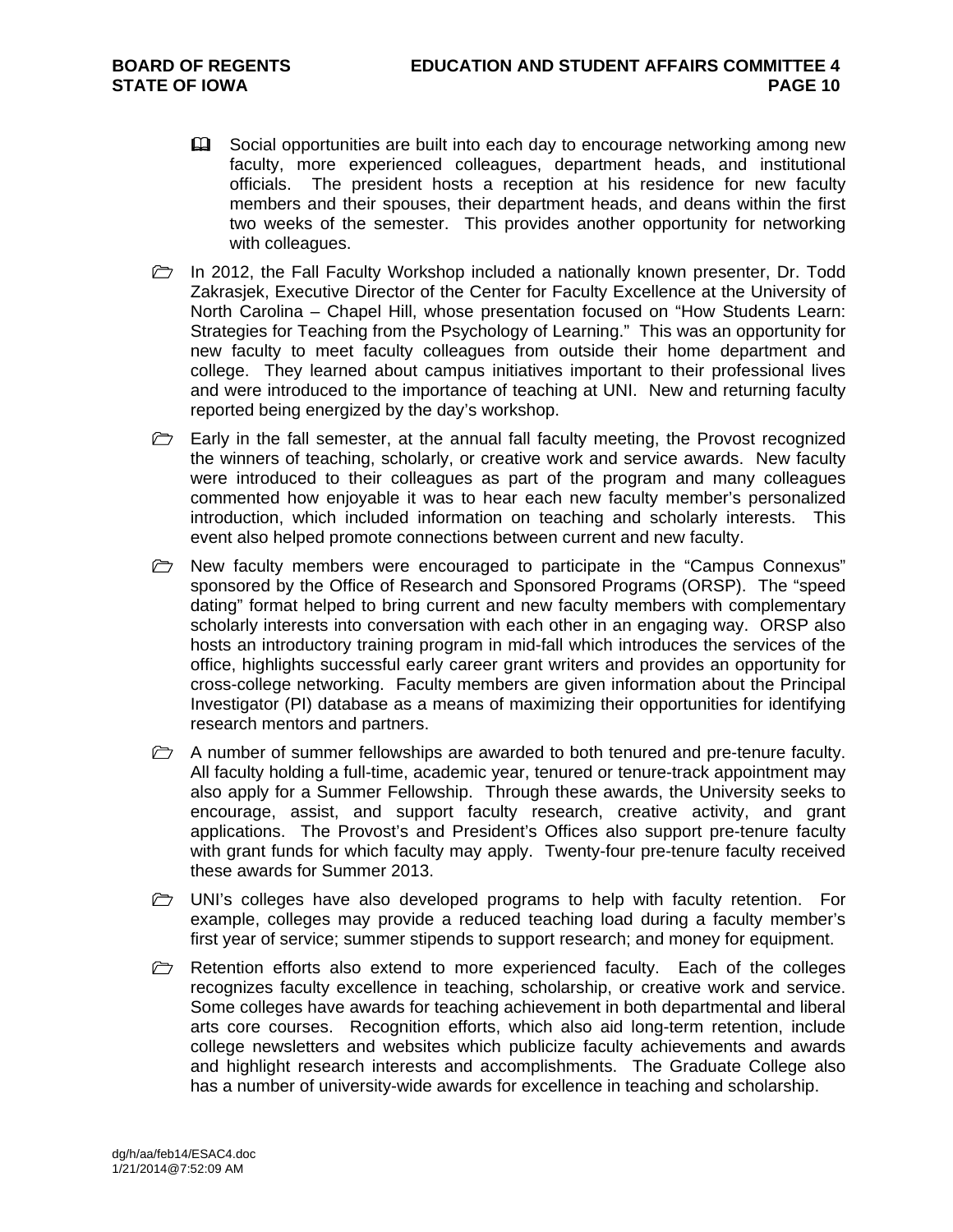- Social opportunities are built into each day to encourage networking among new faculty, more experienced colleagues, department heads, and institutional officials. The president hosts a reception at his residence for new faculty members and their spouses, their department heads, and deans within the first two weeks of the semester. This provides another opportunity for networking with colleagues.

- In 2012, the Fall Faculty Workshop included a nationally known presenter, Dr. Todd Zakrasjek, Executive Director of the Center for Faculty Excellence at the University of North Carolina – Chapel Hill, whose presentation focused on "How Students Learn: Strategies for Teaching from the Psychology of Learning." This was an opportunity for new faculty to meet faculty colleagues from outside their home department and college. They learned about campus initiatives important to their professional lives and were introduced to the importance of teaching at UNI. New and returning faculty reported being energized by the day's workshop.

- Early in the fall semester, at the annual fall faculty meeting, the Provost recognized the winners of teaching, scholarly, or creative work and service awards. New faculty were introduced to their colleagues as part of the program and many colleagues commented how enjoyable it was to hear each new faculty member's personalized introduction, which included information on teaching and scholarly interests. This event also helped promote connections between current and new faculty.

- New faculty members were encouraged to participate in the "Campus Connexus" sponsored by the Office of Research and Sponsored Programs (ORSP). The "speed dating" format helped to bring current and new faculty members with complementary scholarly interests into conversation with each other in an engaging way. ORSP also hosts an introductory training program in mid-fall which introduces the services of the office, highlights successful early career grant writers and provides an opportunity for cross-college networking. Faculty members are given information about the Principal Investigator (PI) database as a means of maximizing their opportunities for identifying research mentors and partners.

- A number of summer fellowships are awarded to both tenured and pre-tenure faculty. All faculty holding a full-time, academic year, tenured or tenure-track appointment may also apply for a Summer Fellowship. Through these awards, the University seeks to encourage, assist, and support faculty research, creative activity, and grant applications. The Provost's and President's Offices also support pre-tenure faculty with grant funds for which faculty may apply. Twenty-four pre-tenure faculty received these awards for Summer 2013.

- UNI's colleges have also developed programs to help with faculty retention. For example, colleges may provide a reduced teaching load during a faculty member's first year of service; summer stipends to support research; and money for equipment.

- Retention efforts also extend to more experienced faculty. Each of the colleges recognizes faculty excellence in teaching, scholarship, or creative work and service. Some colleges have awards for teaching achievement in both departmental and liberal arts core courses. Recognition efforts, which also aid long-term retention, include college newsletters and websites which publicize faculty achievements and awards and highlight research interests and accomplishments. The Graduate College also has a number of university-wide awards for excellence in teaching and scholarship.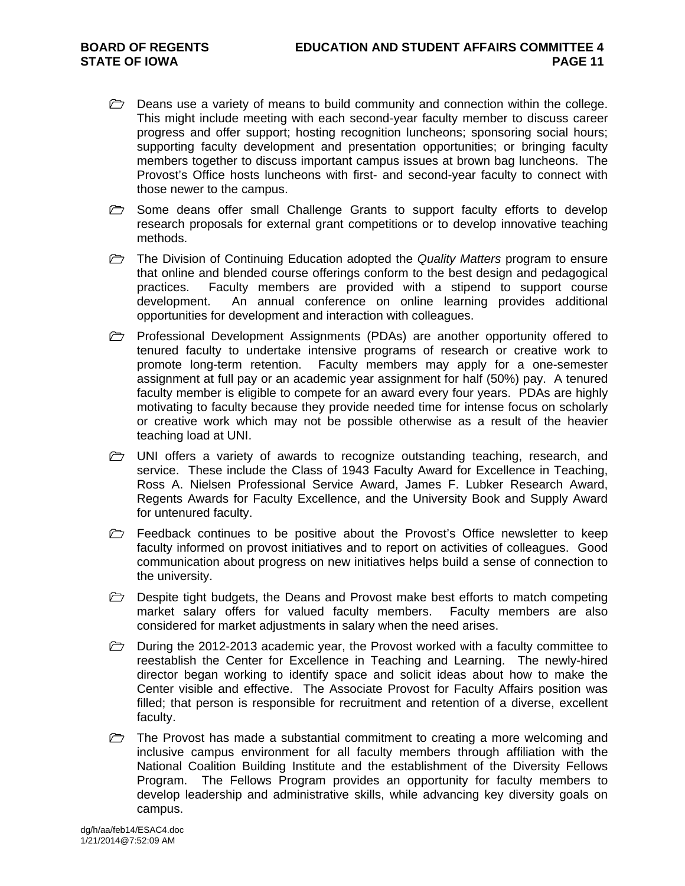- Deans use a variety of means to build community and connection within the college. This might include meeting with each second-year faculty member to discuss career progress and offer support; hosting recognition luncheons; sponsoring social hours; supporting faculty development and presentation opportunities; or bringing faculty members together to discuss important campus issues at brown bag luncheons. The Provost's Office hosts luncheons with first- and second-year faculty to connect with those newer to the campus.

- Some deans offer small Challenge Grants to support faculty efforts to develop research proposals for external grant competitions or to develop innovative teaching methods.

- The Division of Continuing Education adopted the *Quality Matters* program to ensure that online and blended course offerings conform to the best design and pedagogical practices. Faculty members are provided with a stipend to support course development. An annual conference on online learning provides additional opportunities for development and interaction with colleagues.

- Professional Development Assignments (PDAs) are another opportunity offered to tenured faculty to undertake intensive programs of research or creative work to promote long-term retention. Faculty members may apply for a one-semester assignment at full pay or an academic year assignment for half (50%) pay. A tenured faculty member is eligible to compete for an award every four years. PDAs are highly motivating to faculty because they provide needed time for intense focus on scholarly or creative work which may not be possible otherwise as a result of the heavier teaching load at UNI.

- UNI offers a variety of awards to recognize outstanding teaching, research, and service. These include the Class of 1943 Faculty Award for Excellence in Teaching, Ross A. Nielsen Professional Service Award, James F. Lubker Research Award, Regents Awards for Faculty Excellence, and the University Book and Supply Award for untenured faculty.

- Feedback continues to be positive about the Provost's Office newsletter to keep faculty informed on provost initiatives and to report on activities of colleagues. Good communication about progress on new initiatives helps build a sense of connection to the university.

- Despite tight budgets, the Deans and Provost make best efforts to match competing market salary offers for valued faculty members. Faculty members are also considered for market adjustments in salary when the need arises.

- During the 2012-2013 academic year, the Provost worked with a faculty committee to reestablish the Center for Excellence in Teaching and Learning. The newly-hired director began working to identify space and solicit ideas about how to make the Center visible and effective. The Associate Provost for Faculty Affairs position was filled; that person is responsible for recruitment and retention of a diverse, excellent faculty.

- The Provost has made a substantial commitment to creating a more welcoming and inclusive campus environment for all faculty members through affiliation with the National Coalition Building Institute and the establishment of the Diversity Fellows Program. The Fellows Program provides an opportunity for faculty members to develop leadership and administrative skills, while advancing key diversity goals on campus.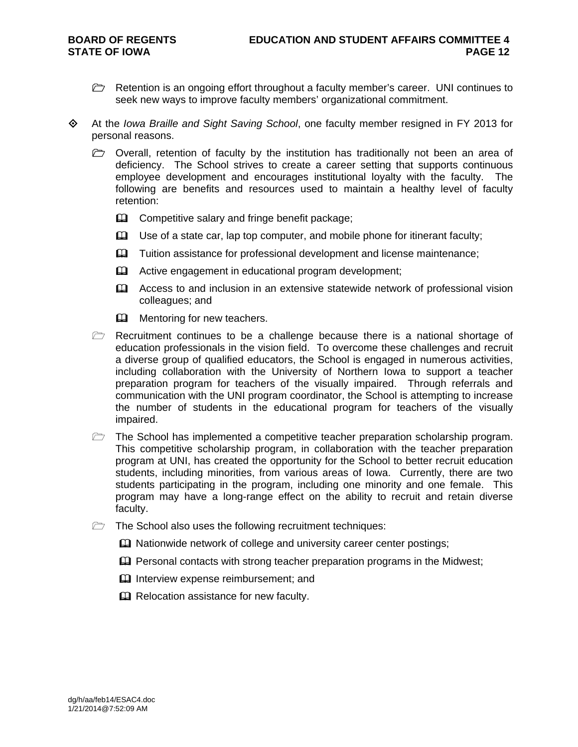- Retention is an ongoing effort throughout a faculty member's career. UNI continues to seek new ways to improve faculty members' organizational commitment.

- At the *Iowa Braille and Sight Saving School*, one faculty member resigned in FY 2013 for personal reasons.

  - Overall, retention of faculty by the institution has traditionally not been an area of deficiency. The School strives to create a career setting that supports continuous employee development and encourages institutional loyalty with the faculty. The following are benefits and resources used to maintain a healthy level of faculty retention:

    - Competitive salary and fringe benefit package;
    - Use of a state car, lap top computer, and mobile phone for itinerant faculty;
    - Tuition assistance for professional development and license maintenance;
    - Active engagement in educational program development;
    - Access to and inclusion in an extensive statewide network of professional vision colleagues; and
    - Mentoring for new teachers.

  - Recruitment continues to be a challenge because there is a national shortage of education professionals in the vision field. To overcome these challenges and recruit a diverse group of qualified educators, the School is engaged in numerous activities, including collaboration with the University of Northern Iowa to support a teacher preparation program for teachers of the visually impaired. Through referrals and communication with the UNI program coordinator, the School is attempting to increase the number of students in the educational program for teachers of the visually impaired.

  - The School has implemented a competitive teacher preparation scholarship program. This competitive scholarship program, in collaboration with the teacher preparation program at UNI, has created the opportunity for the School to better recruit education students, including minorities, from various areas of Iowa. Currently, there are two students participating in the program, including one minority and one female. This program may have a long-range effect on the ability to recruit and retain diverse faculty.

  - The School also uses the following recruitment techniques:

    - Nationwide network of college and university career center postings;
    - Personal contacts with strong teacher preparation programs in the Midwest;
    - Interview expense reimbursement; and
    - Relocation assistance for new faculty.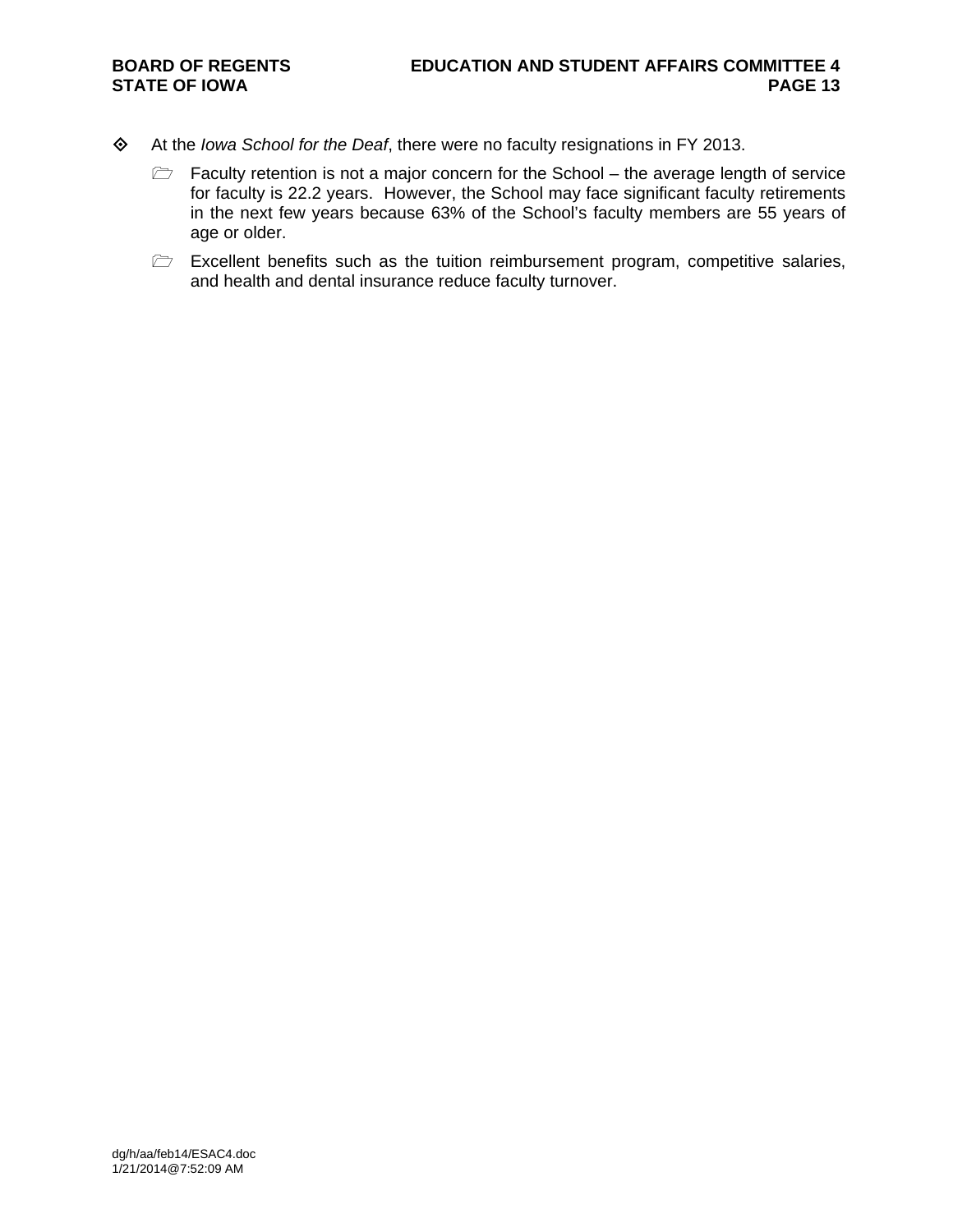- At the *Iowa School for the Deaf*, there were no faculty resignations in FY 2013.
  - Faculty retention is not a major concern for the School – the average length of service for faculty is 22.2 years. However, the School may face significant faculty retirements in the next few years because 63% of the School's faculty members are 55 years of age or older.
  - Excellent benefits such as the tuition reimbursement program, competitive salaries, and health and dental insurance reduce faculty turnover.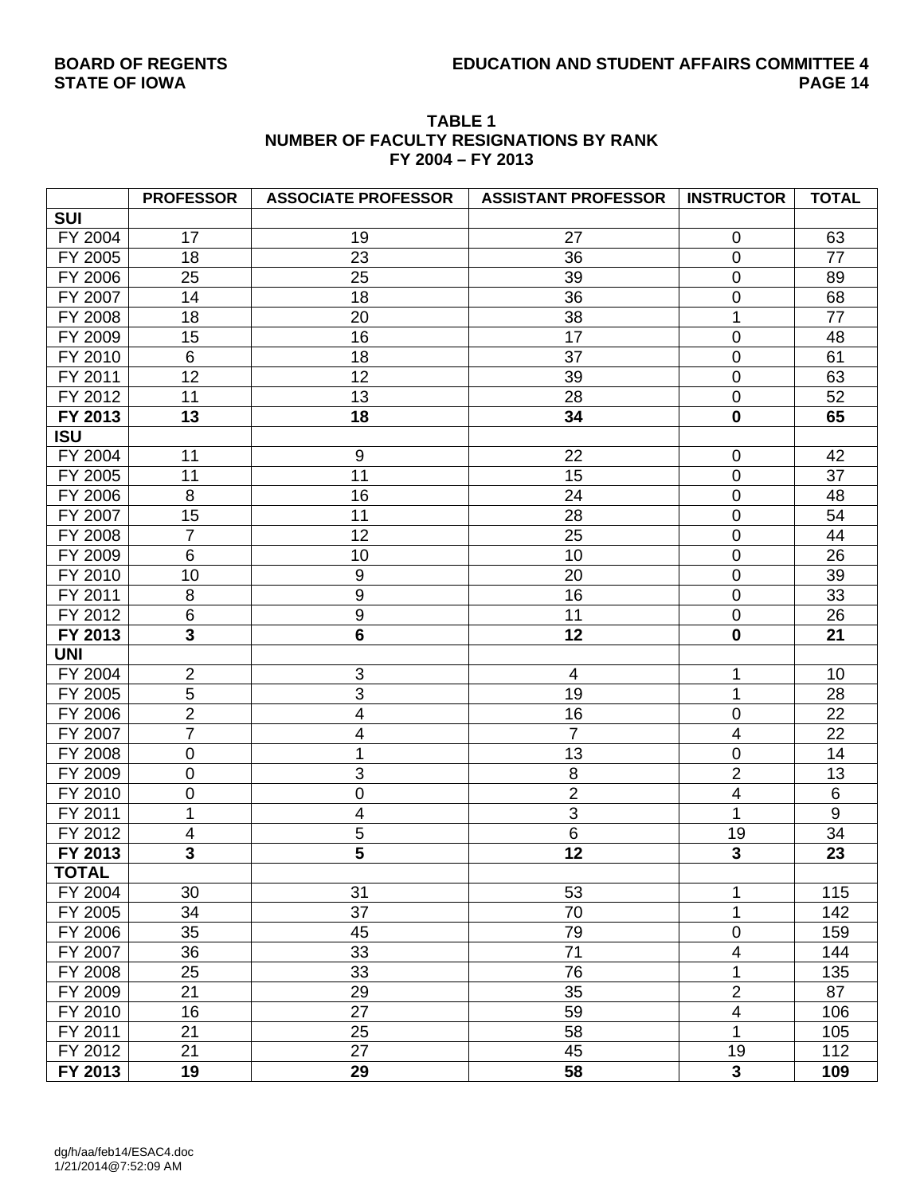**TABLE 1**
**NUMBER OF FACULTY RESIGNATIONS BY RANK**
**FY 2004 – FY 2013**

| | PROFESSOR | ASSOCIATE PROFESSOR | ASSISTANT PROFESSOR | INSTRUCTOR | TOTAL |
|---|---|---|---|---|---|
| **SUI** | | | | | |
| FY 2004 | 17 | 19 | 27 | 0 | 63 |
| FY 2005 | 18 | 23 | 36 | 0 | 77 |
| FY 2006 | 25 | 25 | 39 | 0 | 89 |
| FY 2007 | 14 | 18 | 36 | 0 | 68 |
| FY 2008 | 18 | 20 | 38 | 1 | 77 |
| FY 2009 | 15 | 16 | 17 | 0 | 48 |
| FY 2010 | 6 | 18 | 37 | 0 | 61 |
| FY 2011 | 12 | 12 | 39 | 0 | 63 |
| FY 2012 | 11 | 13 | 28 | 0 | 52 |
| **FY 2013** | **13** | **18** | **34** | **0** | **65** |
| **ISU** | | | | | |
| FY 2004 | 11 | 9 | 22 | 0 | 42 |
| FY 2005 | 11 | 11 | 15 | 0 | 37 |
| FY 2006 | 8 | 16 | 24 | 0 | 48 |
| FY 2007 | 15 | 11 | 28 | 0 | 54 |
| FY 2008 | 7 | 12 | 25 | 0 | 44 |
| FY 2009 | 6 | 10 | 10 | 0 | 26 |
| FY 2010 | 10 | 9 | 20 | 0 | 39 |
| FY 2011 | 8 | 9 | 16 | 0 | 33 |
| FY 2012 | 6 | 9 | 11 | 0 | 26 |
| **FY 2013** | **3** | **6** | **12** | **0** | **21** |
| **UNI** | | | | | |
| FY 2004 | 2 | 3 | 4 | 1 | 10 |
| FY 2005 | 5 | 3 | 19 | 1 | 28 |
| FY 2006 | 2 | 4 | 16 | 0 | 22 |
| FY 2007 | 7 | 4 | 7 | 4 | 22 |
| FY 2008 | 0 | 1 | 13 | 0 | 14 |
| FY 2009 | 0 | 3 | 8 | 2 | 13 |
| FY 2010 | 0 | 0 | 2 | 4 | 6 |
| FY 2011 | 1 | 4 | 3 | 1 | 9 |
| FY 2012 | 4 | 5 | 6 | 19 | 34 |
| **FY 2013** | **3** | **5** | **12** | **3** | **23** |
| **TOTAL** | | | | | |
| FY 2004 | 30 | 31 | 53 | 1 | 115 |
| FY 2005 | 34 | 37 | 70 | 1 | 142 |
| FY 2006 | 35 | 45 | 79 | 0 | 159 |
| FY 2007 | 36 | 33 | 71 | 4 | 144 |
| FY 2008 | 25 | 33 | 76 | 1 | 135 |
| FY 2009 | 21 | 29 | 35 | 2 | 87 |
| FY 2010 | 16 | 27 | 59 | 4 | 106 |
| FY 2011 | 21 | 25 | 58 | 1 | 105 |
| FY 2012 | 21 | 27 | 45 | 19 | 112 |
| **FY 2013** | **19** | **29** | **58** | **3** | **109** |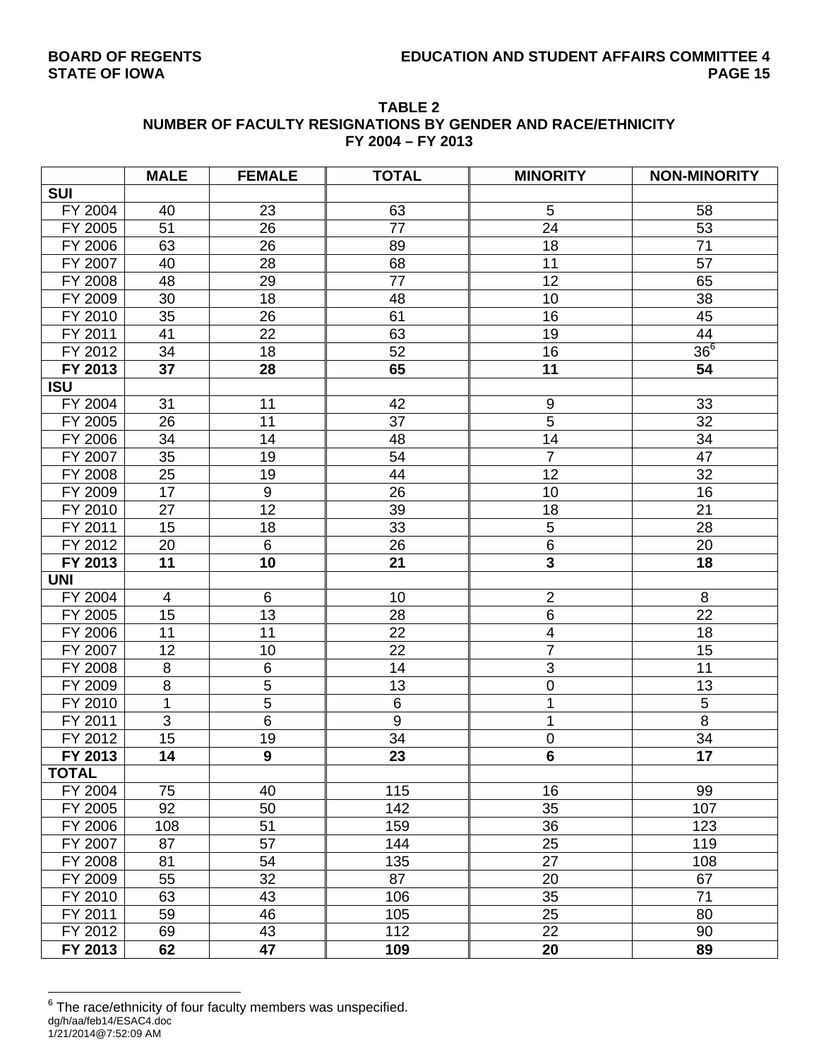**TABLE 2**
**NUMBER OF FACULTY RESIGNATIONS BY GENDER AND RACE/ETHNICITY**
**FY 2004 – FY 2013**

| | MALE | FEMALE | TOTAL | MINORITY | NON-MINORITY |
|---|---|---|---|---|---|
| **SUI** | | | | | |
| FY 2004 | 40 | 23 | 63 | 5 | 58 |
| FY 2005 | 51 | 26 | 77 | 24 | 53 |
| FY 2006 | 63 | 26 | 89 | 18 | 71 |
| FY 2007 | 40 | 28 | 68 | 11 | 57 |
| FY 2008 | 48 | 29 | 77 | 12 | 65 |
| FY 2009 | 30 | 18 | 48 | 10 | 38 |
| FY 2010 | 35 | 26 | 61 | 16 | 45 |
| FY 2011 | 41 | 22 | 63 | 19 | 44 |
| FY 2012 | 34 | 18 | 52 | 16 | 36[6] |
| **FY 2013** | **37** | **28** | **65** | **11** | **54** |
| **ISU** | | | | | |
| FY 2004 | 31 | 11 | 42 | 9 | 33 |
| FY 2005 | 26 | 11 | 37 | 5 | 32 |
| FY 2006 | 34 | 14 | 48 | 14 | 34 |
| FY 2007 | 35 | 19 | 54 | 7 | 47 |
| FY 2008 | 25 | 19 | 44 | 12 | 32 |
| FY 2009 | 17 | 9 | 26 | 10 | 16 |
| FY 2010 | 27 | 12 | 39 | 18 | 21 |
| FY 2011 | 15 | 18 | 33 | 5 | 28 |
| FY 2012 | 20 | 6 | 26 | 6 | 20 |
| **FY 2013** | **11** | **10** | **21** | **3** | **18** |
| **UNI** | | | | | |
| FY 2004 | 4 | 6 | 10 | 2 | 8 |
| FY 2005 | 15 | 13 | 28 | 6 | 22 |
| FY 2006 | 11 | 11 | 22 | 4 | 18 |
| FY 2007 | 12 | 10 | 22 | 7 | 15 |
| FY 2008 | 8 | 6 | 14 | 3 | 11 |
| FY 2009 | 8 | 5 | 13 | 0 | 13 |
| FY 2010 | 1 | 5 | 6 | 1 | 5 |
| FY 2011 | 3 | 6 | 9 | 1 | 8 |
| FY 2012 | 15 | 19 | 34 | 0 | 34 |
| **FY 2013** | **14** | **9** | **23** | **6** | **17** |
| **TOTAL** | | | | | |
| FY 2004 | 75 | 40 | 115 | 16 | 99 |
| FY 2005 | 92 | 50 | 142 | 35 | 107 |
| FY 2006 | 108 | 51 | 159 | 36 | 123 |
| FY 2007 | 87 | 57 | 144 | 25 | 119 |
| FY 2008 | 81 | 54 | 135 | 27 | 108 |
| FY 2009 | 55 | 32 | 87 | 20 | 67 |
| FY 2010 | 63 | 43 | 106 | 35 | 71 |
| FY 2011 | 59 | 46 | 105 | 25 | 80 |
| FY 2012 | 69 | 43 | 112 | 22 | 90 |
| **FY 2013** | **62** | **47** | **109** | **20** | **89** |

[6] The race/ethnicity of four faculty members was unspecified.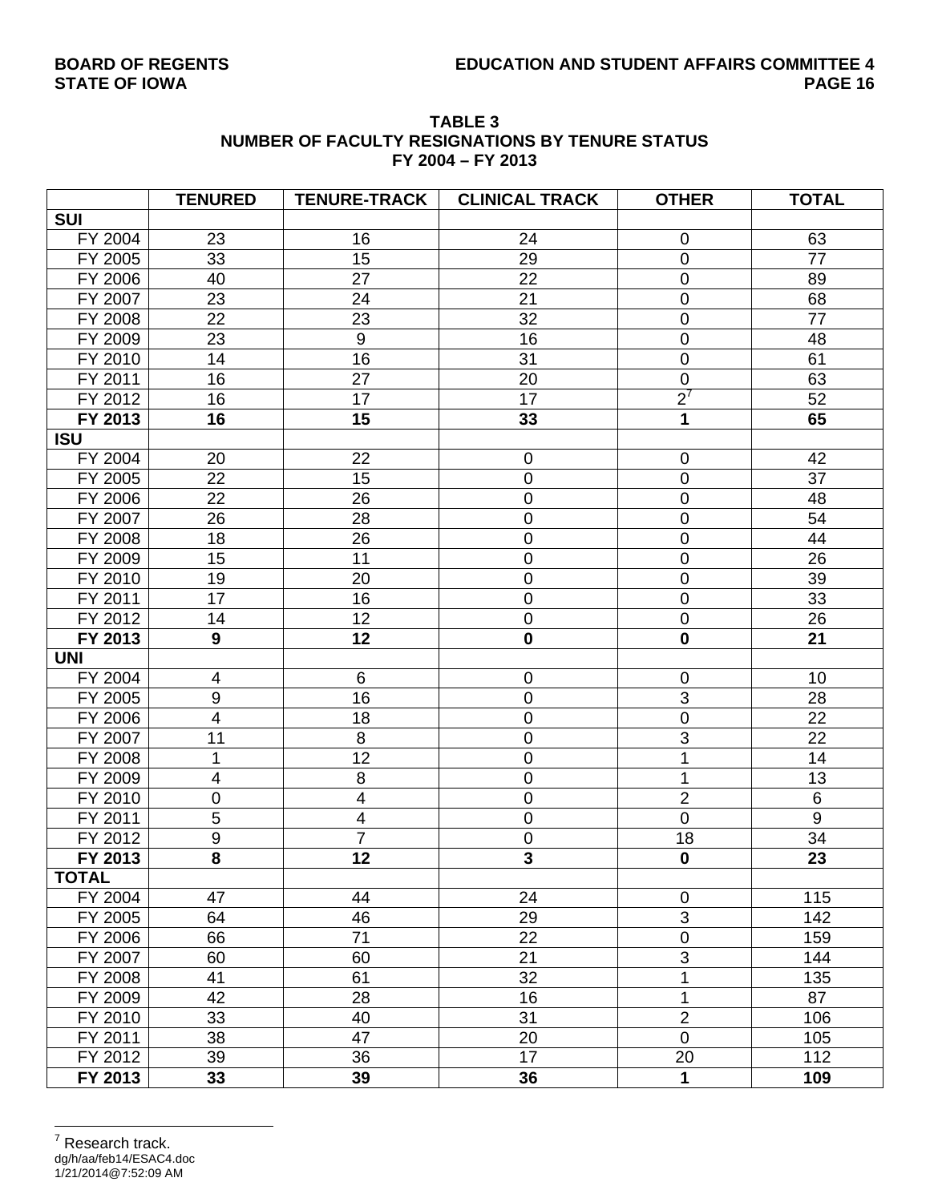**TABLE 3**
**NUMBER OF FACULTY RESIGNATIONS BY TENURE STATUS**
**FY 2004 – FY 2013**

| | TENURED | TENURE-TRACK | CLINICAL TRACK | OTHER | TOTAL |
|---|---|---|---|---|---|
| **SUI** | | | | | |
| FY 2004 | 23 | 16 | 24 | 0 | 63 |
| FY 2005 | 33 | 15 | 29 | 0 | 77 |
| FY 2006 | 40 | 27 | 22 | 0 | 89 |
| FY 2007 | 23 | 24 | 21 | 0 | 68 |
| FY 2008 | 22 | 23 | 32 | 0 | 77 |
| FY 2009 | 23 | 9 | 16 | 0 | 48 |
| FY 2010 | 14 | 16 | 31 | 0 | 61 |
| FY 2011 | 16 | 27 | 20 | 0 | 63 |
| FY 2012 | 16 | 17 | 17 | 2[7] | 52 |
| **FY 2013** | **16** | **15** | **33** | **1** | **65** |
| **ISU** | | | | | |
| FY 2004 | 20 | 22 | 0 | 0 | 42 |
| FY 2005 | 22 | 15 | 0 | 0 | 37 |
| FY 2006 | 22 | 26 | 0 | 0 | 48 |
| FY 2007 | 26 | 28 | 0 | 0 | 54 |
| FY 2008 | 18 | 26 | 0 | 0 | 44 |
| FY 2009 | 15 | 11 | 0 | 0 | 26 |
| FY 2010 | 19 | 20 | 0 | 0 | 39 |
| FY 2011 | 17 | 16 | 0 | 0 | 33 |
| FY 2012 | 14 | 12 | 0 | 0 | 26 |
| **FY 2013** | **9** | **12** | **0** | **0** | **21** |
| **UNI** | | | | | |
| FY 2004 | 4 | 6 | 0 | 0 | 10 |
| FY 2005 | 9 | 16 | 0 | 3 | 28 |
| FY 2006 | 4 | 18 | 0 | 0 | 22 |
| FY 2007 | 11 | 8 | 0 | 3 | 22 |
| FY 2008 | 1 | 12 | 0 | 1 | 14 |
| FY 2009 | 4 | 8 | 0 | 1 | 13 |
| FY 2010 | 0 | 4 | 0 | 2 | 6 |
| FY 2011 | 5 | 4 | 0 | 0 | 9 |
| FY 2012 | 9 | 7 | 0 | 18 | 34 |
| **FY 2013** | **8** | **12** | **3** | **0** | **23** |
| **TOTAL** | | | | | |
| FY 2004 | 47 | 44 | 24 | 0 | 115 |
| FY 2005 | 64 | 46 | 29 | 3 | 142 |
| FY 2006 | 66 | 71 | 22 | 0 | 159 |
| FY 2007 | 60 | 60 | 21 | 3 | 144 |
| FY 2008 | 41 | 61 | 32 | 1 | 135 |
| FY 2009 | 42 | 28 | 16 | 1 | 87 |
| FY 2010 | 33 | 40 | 31 | 2 | 106 |
| FY 2011 | 38 | 47 | 20 | 0 | 105 |
| FY 2012 | 39 | 36 | 17 | 20 | 112 |
| **FY 2013** | **33** | **39** | **36** | **1** | **109** |

[7] Research track.

dg/h/aa/feb14/ESAC4.doc
1/21/2014@7:52:09 AM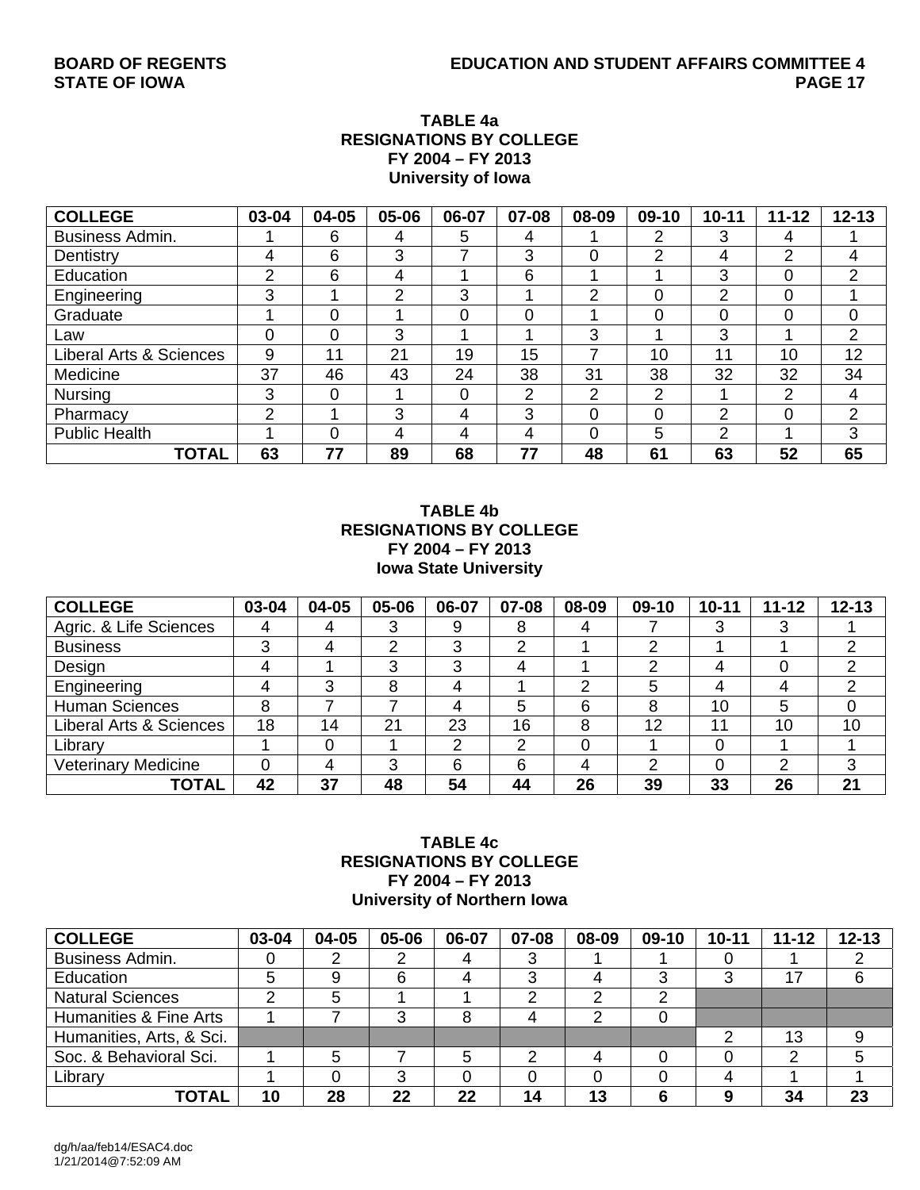**TABLE 4a**
**RESIGNATIONS BY COLLEGE**
**FY 2004 – FY 2013**
**University of Iowa**

| COLLEGE | 03-04 | 04-05 | 05-06 | 06-07 | 07-08 | 08-09 | 09-10 | 10-11 | 11-12 | 12-13 |
|---|---|---|---|---|---|---|---|---|---|---|
| Business Admin. | 1 | 6 | 4 | 5 | 4 | 1 | 2 | 3 | 4 | 1 |
| Dentistry | 4 | 6 | 3 | 7 | 3 | 0 | 2 | 4 | 2 | 4 |
| Education | 2 | 6 | 4 | 1 | 6 | 1 | 1 | 3 | 0 | 2 |
| Engineering | 3 | 1 | 2 | 3 | 1 | 2 | 0 | 2 | 0 | 1 |
| Graduate | 1 | 0 | 1 | 0 | 0 | 1 | 0 | 0 | 0 | 0 |
| Law | 0 | 0 | 3 | 1 | 1 | 3 | 1 | 3 | 1 | 2 |
| Liberal Arts & Sciences | 9 | 11 | 21 | 19 | 15 | 7 | 10 | 11 | 10 | 12 |
| Medicine | 37 | 46 | 43 | 24 | 38 | 31 | 38 | 32 | 32 | 34 |
| Nursing | 3 | 0 | 1 | 0 | 2 | 2 | 2 | 1 | 2 | 4 |
| Pharmacy | 2 | 1 | 3 | 4 | 3 | 0 | 0 | 2 | 0 | 2 |
| Public Health | 1 | 0 | 4 | 4 | 4 | 0 | 5 | 2 | 1 | 3 |
| **TOTAL** | **63** | **77** | **89** | **68** | **77** | **48** | **61** | **63** | **52** | **65** |

**TABLE 4b**
**RESIGNATIONS BY COLLEGE**
**FY 2004 – FY 2013**
**Iowa State University**

| COLLEGE | 03-04 | 04-05 | 05-06 | 06-07 | 07-08 | 08-09 | 09-10 | 10-11 | 11-12 | 12-13 |
|---|---|---|---|---|---|---|---|---|---|---|
| Agric. & Life Sciences | 4 | 4 | 3 | 9 | 8 | 4 | 7 | 3 | 3 | 1 |
| Business | 3 | 4 | 2 | 3 | 2 | 1 | 2 | 1 | 1 | 2 |
| Design | 4 | 1 | 3 | 3 | 4 | 1 | 2 | 4 | 0 | 2 |
| Engineering | 4 | 3 | 8 | 4 | 1 | 2 | 5 | 4 | 4 | 2 |
| Human Sciences | 8 | 7 | 7 | 4 | 5 | 6 | 8 | 10 | 5 | 0 |
| Liberal Arts & Sciences | 18 | 14 | 21 | 23 | 16 | 8 | 12 | 11 | 10 | 10 |
| Library | 1 | 0 | 1 | 2 | 2 | 0 | 1 | 0 | 1 | 1 |
| Veterinary Medicine | 0 | 4 | 3 | 6 | 6 | 4 | 2 | 0 | 2 | 3 |
| **TOTAL** | **42** | **37** | **48** | **54** | **44** | **26** | **39** | **33** | **26** | **21** |

**TABLE 4c**
**RESIGNATIONS BY COLLEGE**
**FY 2004 – FY 2013**
**University of Northern Iowa**

| COLLEGE | 03-04 | 04-05 | 05-06 | 06-07 | 07-08 | 08-09 | 09-10 | 10-11 | 11-12 | 12-13 |
|---|---|---|---|---|---|---|---|---|---|---|
| Business Admin. | 0 | 2 | 2 | 4 | 3 | 1 | 1 | 0 | 1 | 2 |
| Education | 5 | 9 | 6 | 4 | 3 | 4 | 3 | 3 | 17 | 6 |
| Natural Sciences | 2 | 5 | 1 | 1 | 2 | 2 | 2 | | | |
| Humanities & Fine Arts | 1 | 7 | 3 | 8 | 4 | 2 | 0 | | | |
| Humanities, Arts, & Sci. | | | | | | | | 2 | 13 | 9 |
| Soc. & Behavioral Sci. | 1 | 5 | 7 | 5 | 2 | 4 | 0 | 0 | 2 | 5 |
| Library | 1 | 0 | 3 | 0 | 0 | 0 | 0 | 4 | 1 | 1 |
| **TOTAL** | **10** | **28** | **22** | **22** | **14** | **13** | **6** | **9** | **34** | **23** |

dg/h/aa/feb14/ESAC4.doc
1/21/2014@7:52:09 AM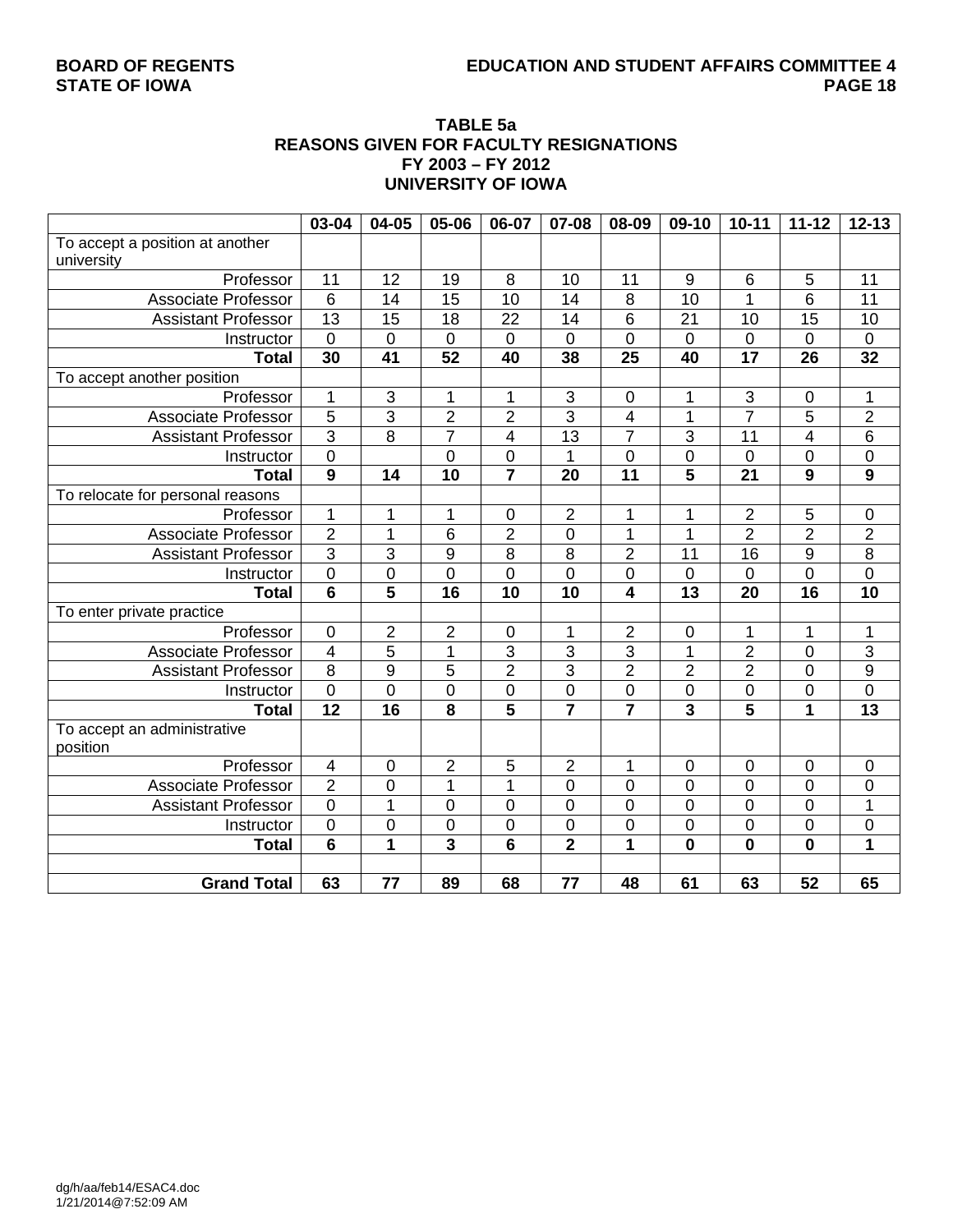**TABLE 5a**
**REASONS GIVEN FOR FACULTY RESIGNATIONS**
**FY 2003 – FY 2012**
**UNIVERSITY OF IOWA**

| | 03-04 | 04-05 | 05-06 | 06-07 | 07-08 | 08-09 | 09-10 | 10-11 | 11-12 | 12-13 |
|---|---|---|---|---|---|---|---|---|---|---|
| To accept a position at another university | | | | | | | | | | |
| Professor | 11 | 12 | 19 | 8 | 10 | 11 | 9 | 6 | 5 | 11 |
| Associate Professor | 6 | 14 | 15 | 10 | 14 | 8 | 10 | 1 | 6 | 11 |
| Assistant Professor | 13 | 15 | 18 | 22 | 14 | 6 | 21 | 10 | 15 | 10 |
| Instructor | 0 | 0 | 0 | 0 | 0 | 0 | 0 | 0 | 0 | 0 |
| **Total** | **30** | **41** | **52** | **40** | **38** | **25** | **40** | **17** | **26** | **32** |
| To accept another position | | | | | | | | | | |
| Professor | 1 | 3 | 1 | 1 | 3 | 0 | 1 | 3 | 0 | 1 |
| Associate Professor | 5 | 3 | 2 | 2 | 3 | 4 | 1 | 7 | 5 | 2 |
| Assistant Professor | 3 | 8 | 7 | 4 | 13 | 7 | 3 | 11 | 4 | 6 |
| Instructor | 0 | | 0 | 0 | 1 | 0 | 0 | 0 | 0 | 0 |
| **Total** | **9** | **14** | **10** | **7** | **20** | **11** | **5** | **21** | **9** | **9** |
| To relocate for personal reasons | | | | | | | | | | |
| Professor | 1 | 1 | 1 | 0 | 2 | 1 | 1 | 2 | 5 | 0 |
| Associate Professor | 2 | 1 | 6 | 2 | 0 | 1 | 1 | 2 | 2 | 2 |
| Assistant Professor | 3 | 3 | 9 | 8 | 8 | 2 | 11 | 16 | 9 | 8 |
| Instructor | 0 | 0 | 0 | 0 | 0 | 0 | 0 | 0 | 0 | 0 |
| **Total** | **6** | **5** | **16** | **10** | **10** | **4** | **13** | **20** | **16** | **10** |
| To enter private practice | | | | | | | | | | |
| Professor | 0 | 2 | 2 | 0 | 1 | 2 | 0 | 1 | 1 | 1 |
| Associate Professor | 4 | 5 | 1 | 3 | 3 | 3 | 1 | 2 | 0 | 3 |
| Assistant Professor | 8 | 9 | 5 | 2 | 3 | 2 | 2 | 2 | 0 | 9 |
| Instructor | 0 | 0 | 0 | 0 | 0 | 0 | 0 | 0 | 0 | 0 |
| **Total** | **12** | **16** | **8** | **5** | **7** | **7** | **3** | **5** | **1** | **13** |
| To accept an administrative position | | | | | | | | | | |
| Professor | 4 | 0 | 2 | 5 | 2 | 1 | 0 | 0 | 0 | 0 |
| Associate Professor | 2 | 0 | 1 | 1 | 0 | 0 | 0 | 0 | 0 | 0 |
| Assistant Professor | 0 | 1 | 0 | 0 | 0 | 0 | 0 | 0 | 0 | 1 |
| Instructor | 0 | 0 | 0 | 0 | 0 | 0 | 0 | 0 | 0 | 0 |
| **Total** | **6** | **1** | **3** | **6** | **2** | **1** | **0** | **0** | **0** | **1** |
| | | | | | | | | | | |
| **Grand Total** | **63** | **77** | **89** | **68** | **77** | **48** | **61** | **63** | **52** | **65** |

dg/h/aa/feb14/ESAC4.doc
1/21/2014@7:52:09 AM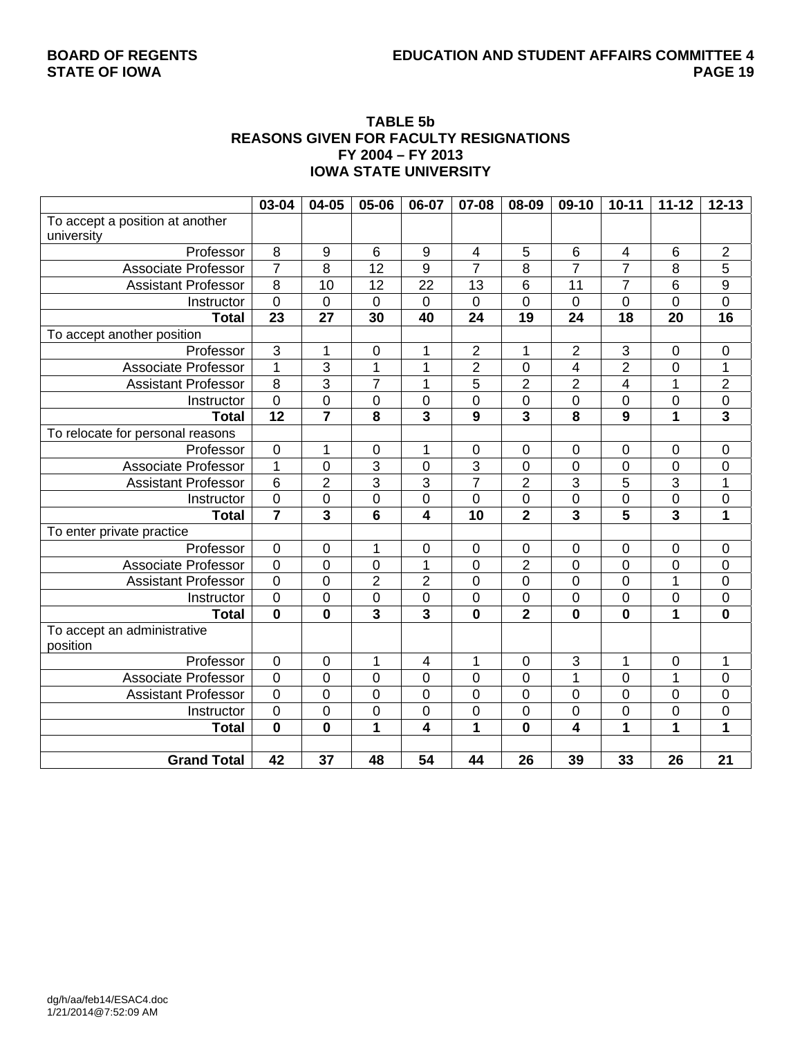## TABLE 5b
## REASONS GIVEN FOR FACULTY RESIGNATIONS
## FY 2004 – FY 2013
## IOWA STATE UNIVERSITY

| | 03-04 | 04-05 | 05-06 | 06-07 | 07-08 | 08-09 | 09-10 | 10-11 | 11-12 | 12-13 |
|---|---|---|---|---|---|---|---|---|---|---|
| To accept a position at another university | | | | | | | | | | |
| Professor | 8 | 9 | 6 | 9 | 4 | 5 | 6 | 4 | 6 | 2 |
| Associate Professor | 7 | 8 | 12 | 9 | 7 | 8 | 7 | 7 | 8 | 5 |
| Assistant Professor | 8 | 10 | 12 | 22 | 13 | 6 | 11 | 7 | 6 | 9 |
| Instructor | 0 | 0 | 0 | 0 | 0 | 0 | 0 | 0 | 0 | 0 |
| **Total** | **23** | **27** | **30** | **40** | **24** | **19** | **24** | **18** | **20** | **16** |
| To accept another position | | | | | | | | | | |
| Professor | 3 | 1 | 0 | 1 | 2 | 1 | 2 | 3 | 0 | 0 |
| Associate Professor | 1 | 3 | 1 | 1 | 2 | 0 | 4 | 2 | 0 | 1 |
| Assistant Professor | 8 | 3 | 7 | 1 | 5 | 2 | 2 | 4 | 1 | 2 |
| Instructor | 0 | 0 | 0 | 0 | 0 | 0 | 0 | 0 | 0 | 0 |
| **Total** | **12** | **7** | **8** | **3** | **9** | **3** | **8** | **9** | **1** | **3** |
| To relocate for personal reasons | | | | | | | | | | |
| Professor | 0 | 1 | 0 | 1 | 0 | 0 | 0 | 0 | 0 | 0 |
| Associate Professor | 1 | 0 | 3 | 0 | 3 | 0 | 0 | 0 | 0 | 0 |
| Assistant Professor | 6 | 2 | 3 | 3 | 7 | 2 | 3 | 5 | 3 | 1 |
| Instructor | 0 | 0 | 0 | 0 | 0 | 0 | 0 | 0 | 0 | 0 |
| **Total** | **7** | **3** | **6** | **4** | **10** | **2** | **3** | **5** | **3** | **1** |
| To enter private practice | | | | | | | | | | |
| Professor | 0 | 0 | 1 | 0 | 0 | 0 | 0 | 0 | 0 | 0 |
| Associate Professor | 0 | 0 | 0 | 1 | 0 | 2 | 0 | 0 | 0 | 0 |
| Assistant Professor | 0 | 0 | 2 | 2 | 0 | 0 | 0 | 0 | 1 | 0 |
| Instructor | 0 | 0 | 0 | 0 | 0 | 0 | 0 | 0 | 0 | 0 |
| **Total** | **0** | **0** | **3** | **3** | **0** | **2** | **0** | **0** | **1** | **0** |
| To accept an administrative position | | | | | | | | | | |
| Professor | 0 | 0 | 1 | 4 | 1 | 0 | 3 | 1 | 0 | 1 |
| Associate Professor | 0 | 0 | 0 | 0 | 0 | 0 | 1 | 0 | 1 | 0 |
| Assistant Professor | 0 | 0 | 0 | 0 | 0 | 0 | 0 | 0 | 0 | 0 |
| Instructor | 0 | 0 | 0 | 0 | 0 | 0 | 0 | 0 | 0 | 0 |
| **Total** | **0** | **0** | **1** | **4** | **1** | **0** | **4** | **1** | **1** | **1** |
| | | | | | | | | | | |
| **Grand Total** | **42** | **37** | **48** | **54** | **44** | **26** | **39** | **33** | **26** | **21** |

dg/h/aa/feb14/ESAC4.doc
1/21/2014@7:52:09 AM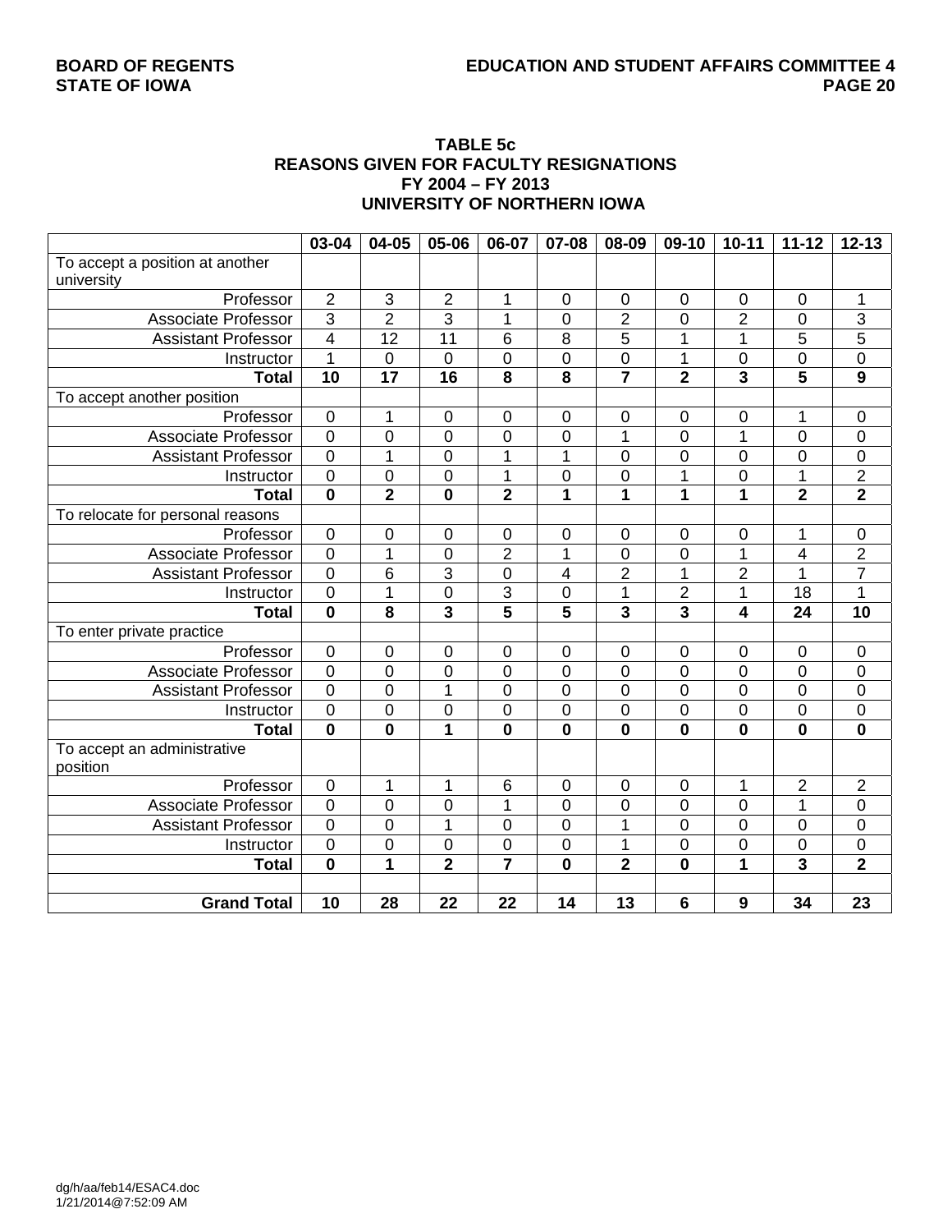**TABLE 5c**
**REASONS GIVEN FOR FACULTY RESIGNATIONS**
**FY 2004 – FY 2013**
**UNIVERSITY OF NORTHERN IOWA**

| | 03-04 | 04-05 | 05-06 | 06-07 | 07-08 | 08-09 | 09-10 | 10-11 | 11-12 | 12-13 |
|---|---|---|---|---|---|---|---|---|---|---|
| To accept a position at another university | | | | | | | | | | |
| Professor | 2 | 3 | 2 | 1 | 0 | 0 | 0 | 0 | 0 | 1 |
| Associate Professor | 3 | 2 | 3 | 1 | 0 | 2 | 0 | 2 | 0 | 3 |
| Assistant Professor | 4 | 12 | 11 | 6 | 8 | 5 | 1 | 1 | 5 | 5 |
| Instructor | 1 | 0 | 0 | 0 | 0 | 0 | 1 | 0 | 0 | 0 |
| **Total** | **10** | **17** | **16** | **8** | **8** | **7** | **2** | **3** | **5** | **9** |
| To accept another position | | | | | | | | | | |
| Professor | 0 | 1 | 0 | 0 | 0 | 0 | 0 | 0 | 1 | 0 |
| Associate Professor | 0 | 0 | 0 | 0 | 0 | 1 | 0 | 1 | 0 | 0 |
| Assistant Professor | 0 | 1 | 0 | 1 | 1 | 0 | 0 | 0 | 0 | 0 |
| Instructor | 0 | 0 | 0 | 1 | 0 | 0 | 1 | 0 | 1 | 2 |
| **Total** | **0** | **2** | **0** | **2** | **1** | **1** | **1** | **1** | **2** | **2** |
| To relocate for personal reasons | | | | | | | | | | |
| Professor | 0 | 0 | 0 | 0 | 0 | 0 | 0 | 0 | 1 | 0 |
| Associate Professor | 0 | 1 | 0 | 2 | 1 | 0 | 0 | 1 | 4 | 2 |
| Assistant Professor | 0 | 6 | 3 | 0 | 4 | 2 | 1 | 2 | 1 | 7 |
| Instructor | 0 | 1 | 0 | 3 | 0 | 1 | 2 | 1 | 18 | 1 |
| **Total** | **0** | **8** | **3** | **5** | **5** | **3** | **3** | **4** | **24** | **10** |
| To enter private practice | | | | | | | | | | |
| Professor | 0 | 0 | 0 | 0 | 0 | 0 | 0 | 0 | 0 | 0 |
| Associate Professor | 0 | 0 | 0 | 0 | 0 | 0 | 0 | 0 | 0 | 0 |
| Assistant Professor | 0 | 0 | 1 | 0 | 0 | 0 | 0 | 0 | 0 | 0 |
| Instructor | 0 | 0 | 0 | 0 | 0 | 0 | 0 | 0 | 0 | 0 |
| **Total** | **0** | **0** | **1** | **0** | **0** | **0** | **0** | **0** | **0** | **0** |
| To accept an administrative position | | | | | | | | | | |
| Professor | 0 | 1 | 1 | 6 | 0 | 0 | 0 | 1 | 2 | 2 |
| Associate Professor | 0 | 0 | 0 | 1 | 0 | 0 | 0 | 0 | 1 | 0 |
| Assistant Professor | 0 | 0 | 1 | 0 | 0 | 1 | 0 | 0 | 0 | 0 |
| Instructor | 0 | 0 | 0 | 0 | 0 | 1 | 0 | 0 | 0 | 0 |
| **Total** | **0** | **1** | **2** | **7** | **0** | **2** | **0** | **1** | **3** | **2** |
| | | | | | | | | | | |
| **Grand Total** | **10** | **28** | **22** | **22** | **14** | **13** | **6** | **9** | **34** | **23** |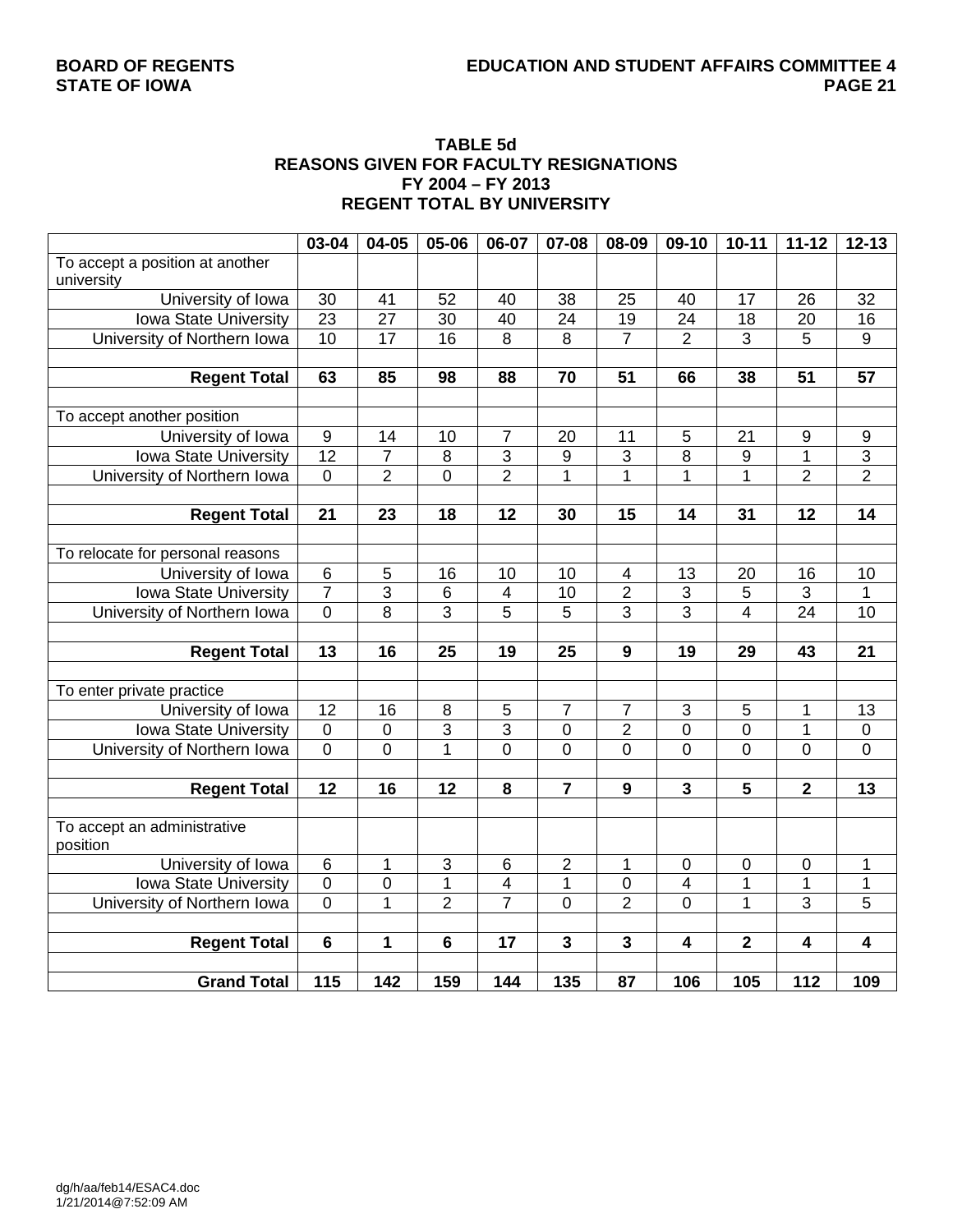# TABLE 5d
## REASONS GIVEN FOR FACULTY RESIGNATIONS
## FY 2004 – FY 2013
## REGENT TOTAL BY UNIVERSITY

| | 03-04 | 04-05 | 05-06 | 06-07 | 07-08 | 08-09 | 09-10 | 10-11 | 11-12 | 12-13 |
|---|---|---|---|---|---|---|---|---|---|---|
| To accept a position at another university | | | | | | | | | | |
| University of Iowa | 30 | 41 | 52 | 40 | 38 | 25 | 40 | 17 | 26 | 32 |
| Iowa State University | 23 | 27 | 30 | 40 | 24 | 19 | 24 | 18 | 20 | 16 |
| University of Northern Iowa | 10 | 17 | 16 | 8 | 8 | 7 | 2 | 3 | 5 | 9 |
| | | | | | | | | | | |
| **Regent Total** | **63** | **85** | **98** | **88** | **70** | **51** | **66** | **38** | **51** | **57** |
| | | | | | | | | | | |
| To accept another position | | | | | | | | | | |
| University of Iowa | 9 | 14 | 10 | 7 | 20 | 11 | 5 | 21 | 9 | 9 |
| Iowa State University | 12 | 7 | 8 | 3 | 9 | 3 | 8 | 9 | 1 | 3 |
| University of Northern Iowa | 0 | 2 | 0 | 2 | 1 | 1 | 1 | 1 | 2 | 2 |
| | | | | | | | | | | |
| **Regent Total** | **21** | **23** | **18** | **12** | **30** | **15** | **14** | **31** | **12** | **14** |
| | | | | | | | | | | |
| To relocate for personal reasons | | | | | | | | | | |
| University of Iowa | 6 | 5 | 16 | 10 | 10 | 4 | 13 | 20 | 16 | 10 |
| Iowa State University | 7 | 3 | 6 | 4 | 10 | 2 | 3 | 5 | 3 | 1 |
| University of Northern Iowa | 0 | 8 | 3 | 5 | 5 | 3 | 3 | 4 | 24 | 10 |
| | | | | | | | | | | |
| **Regent Total** | **13** | **16** | **25** | **19** | **25** | **9** | **19** | **29** | **43** | **21** |
| | | | | | | | | | | |
| To enter private practice | | | | | | | | | | |
| University of Iowa | 12 | 16 | 8 | 5 | 7 | 7 | 3 | 5 | 1 | 13 |
| Iowa State University | 0 | 0 | 3 | 3 | 0 | 2 | 0 | 0 | 1 | 0 |
| University of Northern Iowa | 0 | 0 | 1 | 0 | 0 | 0 | 0 | 0 | 0 | 0 |
| | | | | | | | | | | |
| **Regent Total** | **12** | **16** | **12** | **8** | **7** | **9** | **3** | **5** | **2** | **13** |
| | | | | | | | | | | |
| To accept an administrative position | | | | | | | | | | |
| University of Iowa | 6 | 1 | 3 | 6 | 2 | 1 | 0 | 0 | 0 | 1 |
| Iowa State University | 0 | 0 | 1 | 4 | 1 | 0 | 4 | 1 | 1 | 1 |
| University of Northern Iowa | 0 | 1 | 2 | 7 | 0 | 2 | 0 | 1 | 3 | 5 |
| | | | | | | | | | | |
| **Regent Total** | **6** | **1** | **6** | **17** | **3** | **3** | **4** | **2** | **4** | **4** |
| | | | | | | | | | | |
| **Grand Total** | **115** | **142** | **159** | **144** | **135** | **87** | **106** | **105** | **112** | **109** |

dg/h/aa/feb14/ESAC4.doc
1/21/2014@7:52:09 AM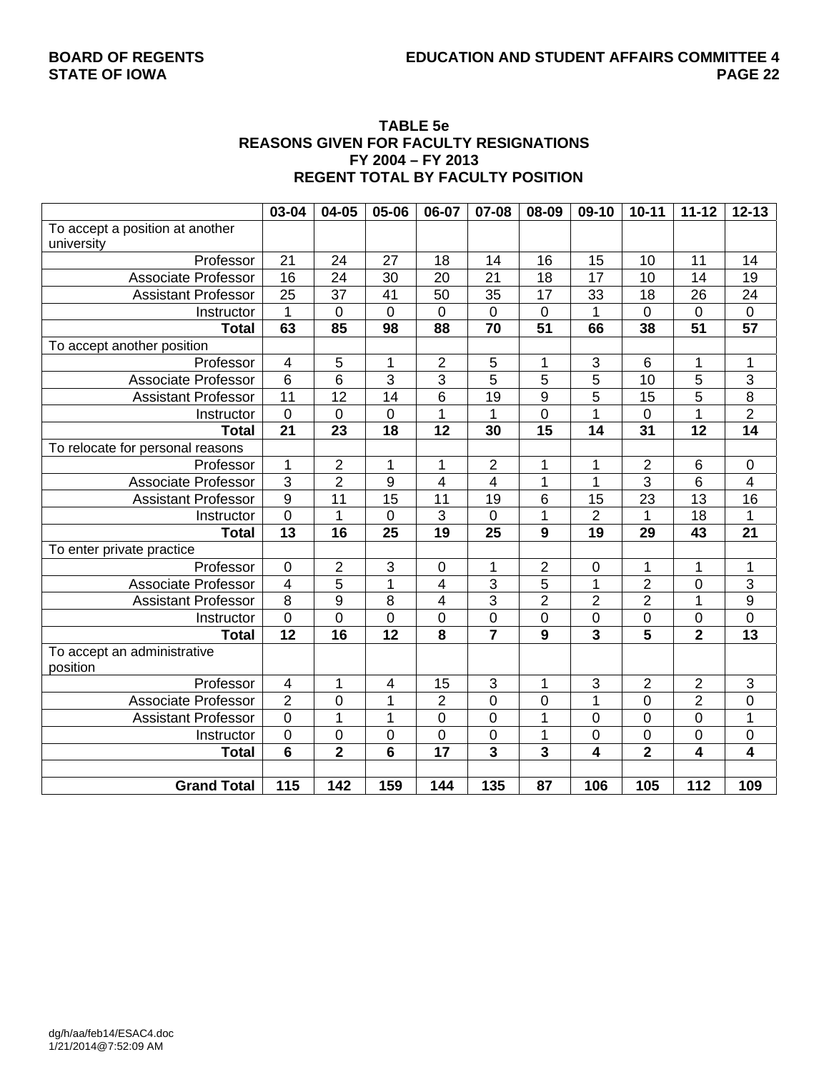**TABLE 5e**
**REASONS GIVEN FOR FACULTY RESIGNATIONS**
**FY 2004 – FY 2013**
**REGENT TOTAL BY FACULTY POSITION**

| | 03-04 | 04-05 | 05-06 | 06-07 | 07-08 | 08-09 | 09-10 | 10-11 | 11-12 | 12-13 |
|---|---|---|---|---|---|---|---|---|---|---|
| To accept a position at another university | | | | | | | | | | |
| Professor | 21 | 24 | 27 | 18 | 14 | 16 | 15 | 10 | 11 | 14 |
| Associate Professor | 16 | 24 | 30 | 20 | 21 | 18 | 17 | 10 | 14 | 19 |
| Assistant Professor | 25 | 37 | 41 | 50 | 35 | 17 | 33 | 18 | 26 | 24 |
| Instructor | 1 | 0 | 0 | 0 | 0 | 0 | 1 | 0 | 0 | 0 |
| **Total** | **63** | **85** | **98** | **88** | **70** | **51** | **66** | **38** | **51** | **57** |
| To accept another position | | | | | | | | | | |
| Professor | 4 | 5 | 1 | 2 | 5 | 1 | 3 | 6 | 1 | 1 |
| Associate Professor | 6 | 6 | 3 | 3 | 5 | 5 | 5 | 10 | 5 | 3 |
| Assistant Professor | 11 | 12 | 14 | 6 | 19 | 9 | 5 | 15 | 5 | 8 |
| Instructor | 0 | 0 | 0 | 1 | 1 | 0 | 1 | 0 | 1 | 2 |
| **Total** | **21** | **23** | **18** | **12** | **30** | **15** | **14** | **31** | **12** | **14** |
| To relocate for personal reasons | | | | | | | | | | |
| Professor | 1 | 2 | 1 | 1 | 2 | 1 | 1 | 2 | 6 | 0 |
| Associate Professor | 3 | 2 | 9 | 4 | 4 | 1 | 1 | 3 | 6 | 4 |
| Assistant Professor | 9 | 11 | 15 | 11 | 19 | 6 | 15 | 23 | 13 | 16 |
| Instructor | 0 | 1 | 0 | 3 | 0 | 1 | 2 | 1 | 18 | 1 |
| **Total** | **13** | **16** | **25** | **19** | **25** | **9** | **19** | **29** | **43** | **21** |
| To enter private practice | | | | | | | | | | |
| Professor | 0 | 2 | 3 | 0 | 1 | 2 | 0 | 1 | 1 | 1 |
| Associate Professor | 4 | 5 | 1 | 4 | 3 | 5 | 1 | 2 | 0 | 3 |
| Assistant Professor | 8 | 9 | 8 | 4 | 3 | 2 | 2 | 2 | 1 | 9 |
| Instructor | 0 | 0 | 0 | 0 | 0 | 0 | 0 | 0 | 0 | 0 |
| **Total** | **12** | **16** | **12** | **8** | **7** | **9** | **3** | **5** | **2** | **13** |
| To accept an administrative position | | | | | | | | | | |
| Professor | 4 | 1 | 4 | 15 | 3 | 1 | 3 | 2 | 2 | 3 |
| Associate Professor | 2 | 0 | 1 | 2 | 0 | 0 | 1 | 0 | 2 | 0 |
| Assistant Professor | 0 | 1 | 1 | 0 | 0 | 1 | 0 | 0 | 0 | 1 |
| Instructor | 0 | 0 | 0 | 0 | 0 | 1 | 0 | 0 | 0 | 0 |
| **Total** | **6** | **2** | **6** | **17** | **3** | **3** | **4** | **2** | **4** | **4** |
| | | | | | | | | | | |
| **Grand Total** | **115** | **142** | **159** | **144** | **135** | **87** | **106** | **105** | **112** | **109** |

dg/h/aa/feb14/ESAC4.doc
1/21/2014@7:52:09 AM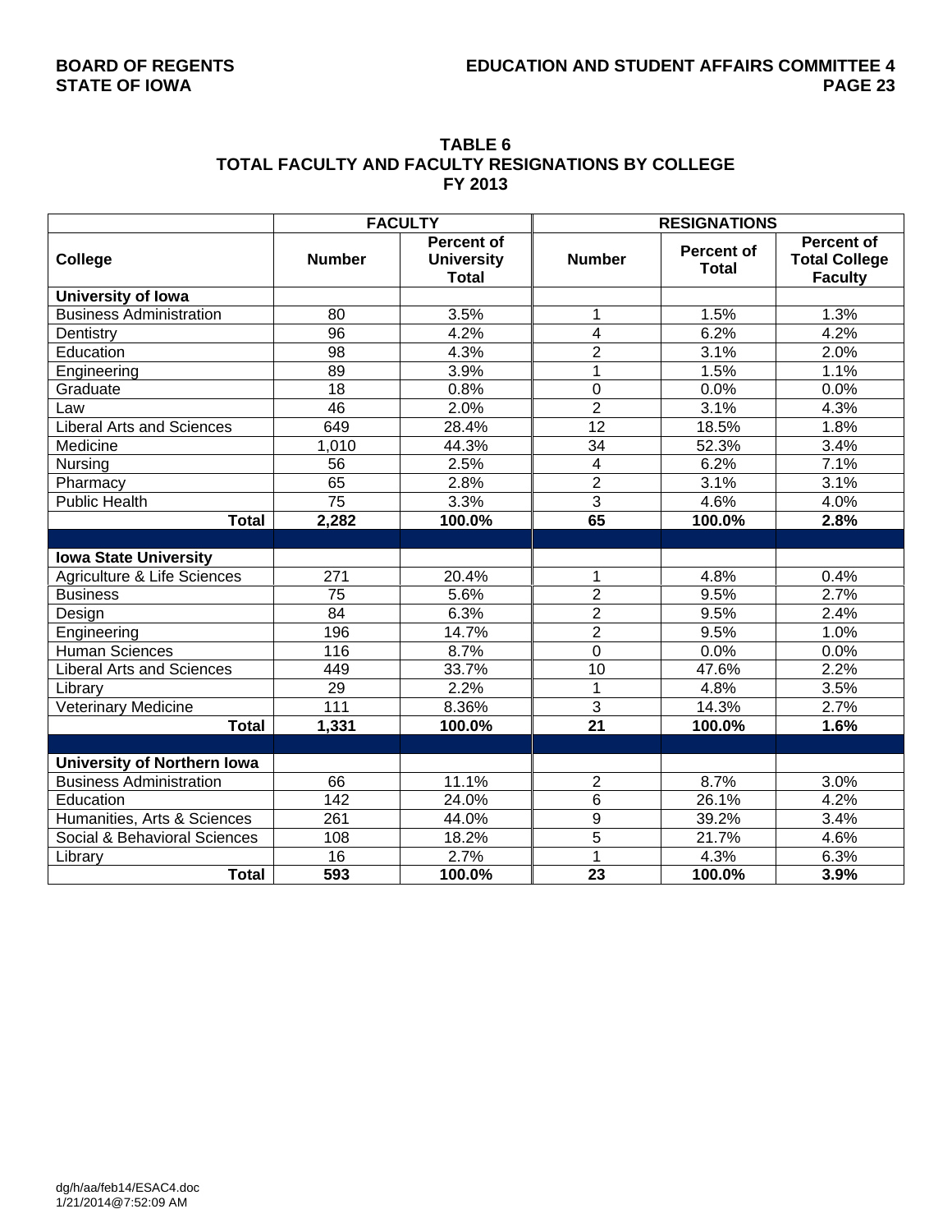## TABLE 6
## TOTAL FACULTY AND FACULTY RESIGNATIONS BY COLLEGE
## FY 2013

| | FACULTY | | RESIGNATIONS | | |
|---|---|---|---|---|---|
| **College** | **Number** | **Percent of University Total** | **Number** | **Percent of Total** | **Percent of Total College Faculty** |
| **University of Iowa** | | | | | |
| Business Administration | 80 | 3.5% | 1 | 1.5% | 1.3% |
| Dentistry | 96 | 4.2% | 4 | 6.2% | 4.2% |
| Education | 98 | 4.3% | 2 | 3.1% | 2.0% |
| Engineering | 89 | 3.9% | 1 | 1.5% | 1.1% |
| Graduate | 18 | 0.8% | 0 | 0.0% | 0.0% |
| Law | 46 | 2.0% | 2 | 3.1% | 4.3% |
| Liberal Arts and Sciences | 649 | 28.4% | 12 | 18.5% | 1.8% |
| Medicine | 1,010 | 44.3% | 34 | 52.3% | 3.4% |
| Nursing | 56 | 2.5% | 4 | 6.2% | 7.1% |
| Pharmacy | 65 | 2.8% | 2 | 3.1% | 3.1% |
| Public Health | 75 | 3.3% | 3 | 4.6% | 4.0% |
| **Total** | **2,282** | **100.0%** | **65** | **100.0%** | **2.8%** |
| | | | | | |
| **Iowa State University** | | | | | |
| Agriculture & Life Sciences | 271 | 20.4% | 1 | 4.8% | 0.4% |
| Business | 75 | 5.6% | 2 | 9.5% | 2.7% |
| Design | 84 | 6.3% | 2 | 9.5% | 2.4% |
| Engineering | 196 | 14.7% | 2 | 9.5% | 1.0% |
| Human Sciences | 116 | 8.7% | 0 | 0.0% | 0.0% |
| Liberal Arts and Sciences | 449 | 33.7% | 10 | 47.6% | 2.2% |
| Library | 29 | 2.2% | 1 | 4.8% | 3.5% |
| Veterinary Medicine | 111 | 8.36% | 3 | 14.3% | 2.7% |
| **Total** | **1,331** | **100.0%** | **21** | **100.0%** | **1.6%** |
| | | | | | |
| **University of Northern Iowa** | | | | | |
| Business Administration | 66 | 11.1% | 2 | 8.7% | 3.0% |
| Education | 142 | 24.0% | 6 | 26.1% | 4.2% |
| Humanities, Arts & Sciences | 261 | 44.0% | 9 | 39.2% | 3.4% |
| Social & Behavioral Sciences | 108 | 18.2% | 5 | 21.7% | 4.6% |
| Library | 16 | 2.7% | 1 | 4.3% | 6.3% |
| **Total** | **593** | **100.0%** | **23** | **100.0%** | **3.9%** |

dg/h/aa/feb14/ESAC4.doc
1/21/2014@7:52:09 AM